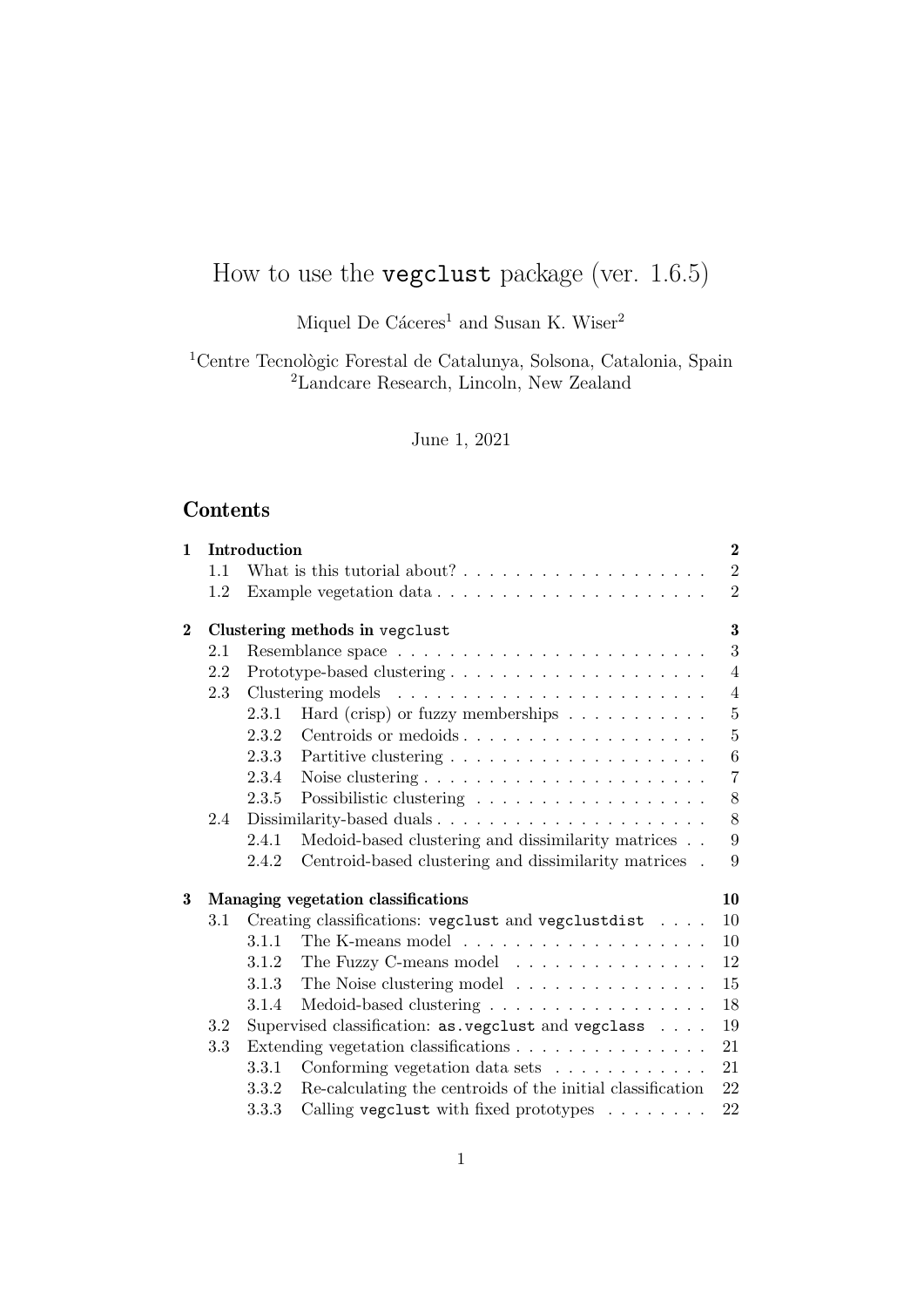# How to use the `vegclust` package (ver. 1.6.5)

Miquel De Cáceres[1] and Susan K. Wiser[2]

[1]Centre Tecnològic Forestal de Catalunya, Solsona, Catalonia, Spain
[2]Landcare Research, Lincoln, New Zealand

June 1, 2021

## Contents

| | | | |
|---|---|---|---|
| **1** | **Introduction** | | **2** |
| | 1.1 | What is this tutorial about? | 2 |
| | 1.2 | Example vegetation data | 2 |
| **2** | **Clustering methods in `vegclust`** | | **3** |
| | 2.1 | Resemblance space | 3 |
| | 2.2 | Prototype-based clustering | 4 |
| | 2.3 | Clustering models | 4 |
| | 2.3.1 | Hard (crisp) or fuzzy memberships | 5 |
| | 2.3.2 | Centroids or medoids | 5 |
| | 2.3.3 | Partitive clustering | 6 |
| | 2.3.4 | Noise clustering | 7 |
| | 2.3.5 | Possibilistic clustering | 8 |
| | 2.4 | Dissimilarity-based duals | 8 |
| | 2.4.1 | Medoid-based clustering and dissimilarity matrices | 9 |
| | 2.4.2 | Centroid-based clustering and dissimilarity matrices | 9 |
| **3** | **Managing vegetation classifications** | | **10** |
| | 3.1 | Creating classifications: `vegclust` and `vegclustdist` | 10 |
| | 3.1.1 | The K-means model | 10 |
| | 3.1.2 | The Fuzzy C-means model | 12 |
| | 3.1.3 | The Noise clustering model | 15 |
| | 3.1.4 | Medoid-based clustering | 18 |
| | 3.2 | Supervised classification: `as.vegclust` and `vegclass` | 19 |
| | 3.3 | Extending vegetation classifications | 21 |
| | 3.3.1 | Conforming vegetation data sets | 21 |
| | 3.3.2 | Re-calculating the centroids of the initial classification | 22 |
| | 3.3.3 | Calling `vegclust` with fixed prototypes | 22 |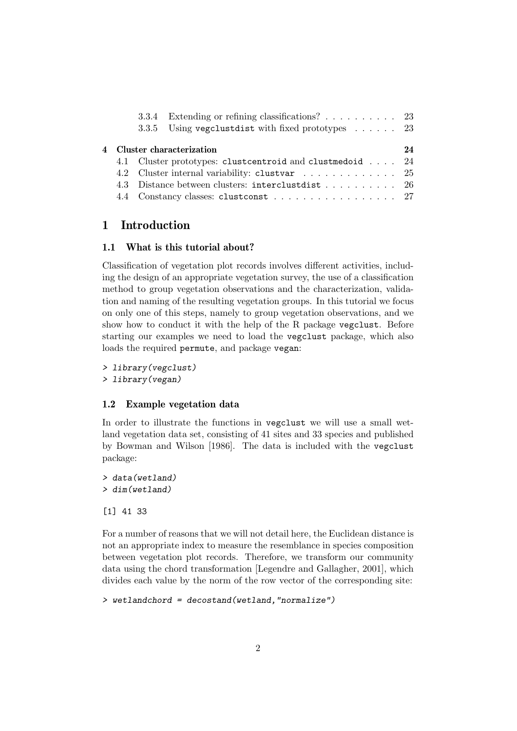3.3.4 Extending or refining classifications? . . . . . . . . . . 23
3.3.5 Using vegclustdist with fixed prototypes . . . . . . 23

4 Cluster characterization 24
4.1 Cluster prototypes: clustcentroid and clustmedoid . . . . 24
4.2 Cluster internal variability: clustvar . . . . . . . . . . . . . 25
4.3 Distance between clusters: interclustdist . . . . . . . . . . 26
4.4 Constancy classes: clustconst . . . . . . . . . . . . . . . . . 27

# 1 Introduction

## 1.1 What is this tutorial about?

Classification of vegetation plot records involves different activities, including the design of an appropriate vegetation survey, the use of a classification method to group vegetation observations and the characterization, validation and naming of the resulting vegetation groups. In this tutorial we focus on only one of this steps, namely to group vegetation observations, and we show how to conduct it with the help of the R package `vegclust`. Before starting our examples we need to load the `vegclust` package, which also loads the required `permute`, and package `vegan`:

```
> library(vegclust)
> library(vegan)
```

## 1.2 Example vegetation data

In order to illustrate the functions in `vegclust` we will use a small wetland vegetation data set, consisting of 41 sites and 33 species and published by Bowman and Wilson [1986]. The data is included with the `vegclust` package:

```
> data(wetland)
> dim(wetland)

[1] 41 33
```

For a number of reasons that we will not detail here, the Euclidean distance is not an appropriate index to measure the resemblance in species composition between vegetation plot records. Therefore, we transform our community data using the chord transformation [Legendre and Gallagher, 2001], which divides each value by the norm of the row vector of the corresponding site:

```
> wetlandchord = decostand(wetland,"normalize")
```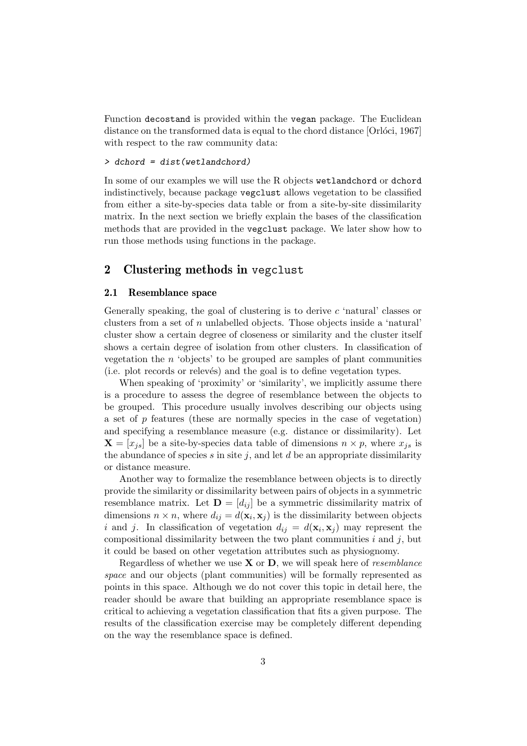Function decostand is provided within the vegan package. The Euclidean distance on the transformed data is equal to the chord distance [Orlóci, 1967] with respect to the raw community data:

```
> dchord = dist(wetlandchord)
```

In some of our examples we will use the R objects wetlandchord or dchord indistinctively, because package vegclust allows vegetation to be classified from either a site-by-species data table or from a site-by-site dissimilarity matrix. In the next section we briefly explain the bases of the classification methods that are provided in the vegclust package. We later show how to run those methods using functions in the package.

## 2 Clustering methods in vegclust

### 2.1 Resemblance space

Generally speaking, the goal of clustering is to derive $c$ 'natural' classes or clusters from a set of $n$ unlabelled objects. Those objects inside a 'natural' cluster show a certain degree of closeness or similarity and the cluster itself shows a certain degree of isolation from other clusters. In classification of vegetation the $n$ 'objects' to be grouped are samples of plant communities (i.e. plot records or relevés) and the goal is to define vegetation types.

When speaking of 'proximity' or 'similarity', we implicitly assume there is a procedure to assess the degree of resemblance between the objects to be grouped. This procedure usually involves describing our objects using a set of $p$ features (these are normally species in the case of vegetation) and specifying a resemblance measure (e.g. distance or dissimilarity). Let $\mathbf{X} = [x_{js}]$ be a site-by-species data table of dimensions $n \times p$, where $x_{js}$ is the abundance of species $s$ in site $j$, and let $d$ be an appropriate dissimilarity or distance measure.

Another way to formalize the resemblance between objects is to directly provide the similarity or dissimilarity between pairs of objects in a symmetric resemblance matrix. Let $\mathbf{D} = [d_{ij}]$ be a symmetric dissimilarity matrix of dimensions $n \times n$, where $d_{ij} = d(\mathbf{x}_i, \mathbf{x}_j)$ is the dissimilarity between objects $i$ and $j$. In classification of vegetation $d_{ij} = d(\mathbf{x}_i, \mathbf{x}_j)$ may represent the compositional dissimilarity between the two plant communities $i$ and $j$, but it could be based on other vegetation attributes such as physiognomy.

Regardless of whether we use $\mathbf{X}$ or $\mathbf{D}$, we will speak here of *resemblance space* and our objects (plant communities) will be formally represented as points in this space. Although we do not cover this topic in detail here, the reader should be aware that building an appropriate resemblance space is critical to achieving a vegetation classification that fits a given purpose. The results of the classification exercise may be completely different depending on the way the resemblance space is defined.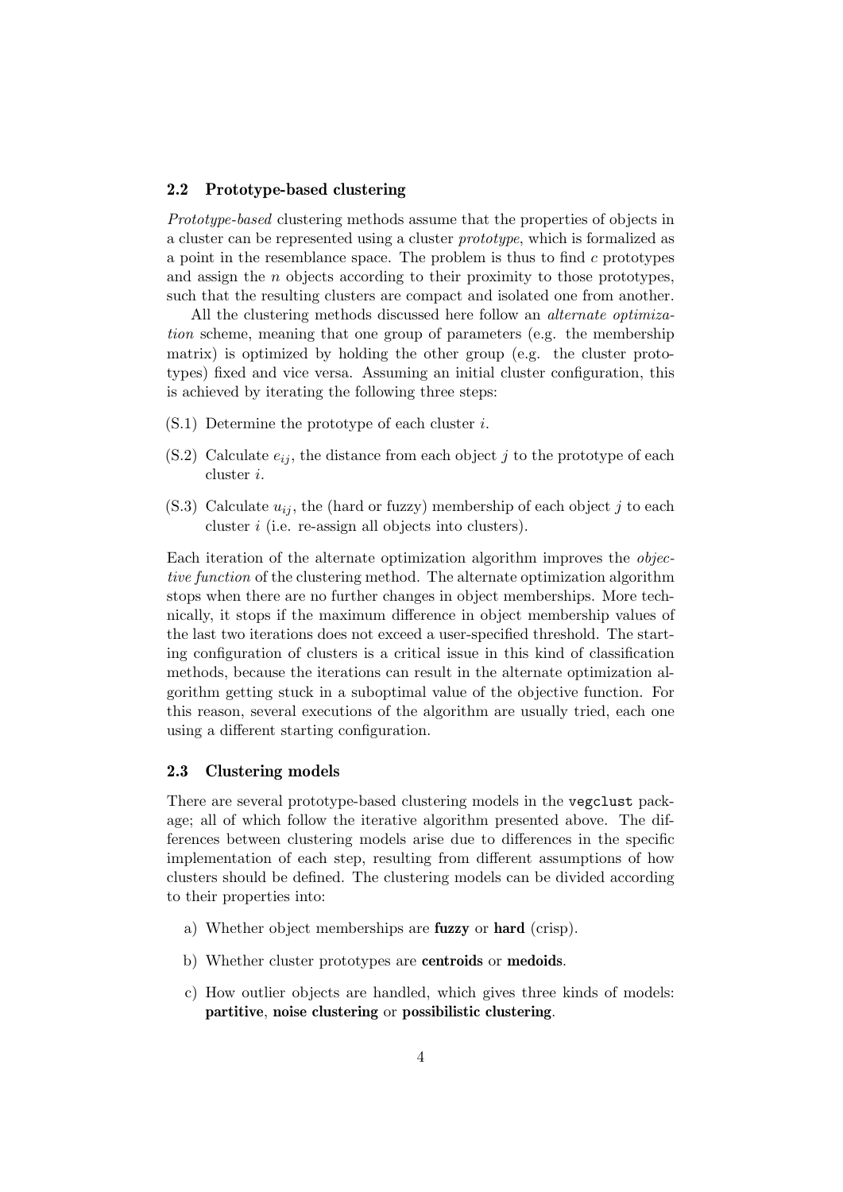### 2.2 Prototype-based clustering

*Prototype-based* clustering methods assume that the properties of objects in a cluster can be represented using a cluster *prototype*, which is formalized as a point in the resemblance space. The problem is thus to find $c$ prototypes and assign the $n$ objects according to their proximity to those prototypes, such that the resulting clusters are compact and isolated one from another.

All the clustering methods discussed here follow an *alternate optimization* scheme, meaning that one group of parameters (e.g. the membership matrix) is optimized by holding the other group (e.g. the cluster prototypes) fixed and vice versa. Assuming an initial cluster configuration, this is achieved by iterating the following three steps:

(S.1) Determine the prototype of each cluster $i$.

(S.2) Calculate $e_{ij}$, the distance from each object $j$ to the prototype of each cluster $i$.

(S.3) Calculate $u_{ij}$, the (hard or fuzzy) membership of each object $j$ to each cluster $i$ (i.e. re-assign all objects into clusters).

Each iteration of the alternate optimization algorithm improves the *objective function* of the clustering method. The alternate optimization algorithm stops when there are no further changes in object memberships. More technically, it stops if the maximum difference in object membership values of the last two iterations does not exceed a user-specified threshold. The starting configuration of clusters is a critical issue in this kind of classification methods, because the iterations can result in the alternate optimization algorithm getting stuck in a suboptimal value of the objective function. For this reason, several executions of the algorithm are usually tried, each one using a different starting configuration.

### 2.3 Clustering models

There are several prototype-based clustering models in the `vegclust` package; all of which follow the iterative algorithm presented above. The differences between clustering models arise due to differences in the specific implementation of each step, resulting from different assumptions of how clusters should be defined. The clustering models can be divided according to their properties into:

a) Whether object memberships are **fuzzy** or **hard** (crisp).

b) Whether cluster prototypes are **centroids** or **medoids**.

c) How outlier objects are handled, which gives three kinds of models: **partitive**, **noise clustering** or **possibilistic clustering**.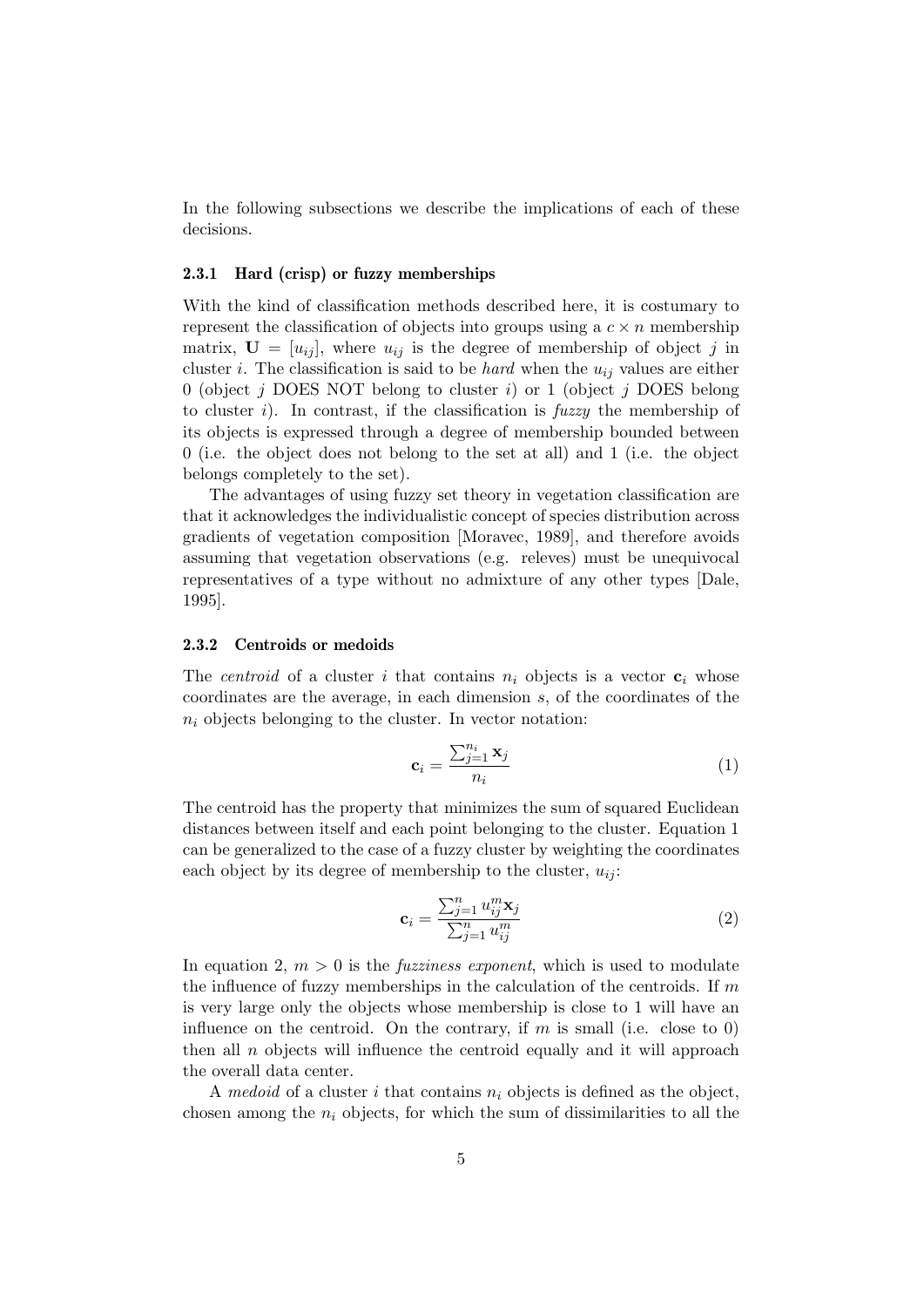In the following subsections we describe the implications of each of these decisions.

### 2.3.1 Hard (crisp) or fuzzy memberships

With the kind of classification methods described here, it is costumary to represent the classification of objects into groups using a $c \times n$ membership matrix, $\mathbf{U} = [u_{ij}]$, where $u_{ij}$ is the degree of membership of object $j$ in cluster $i$. The classification is said to be *hard* when the $u_{ij}$ values are either 0 (object $j$ DOES NOT belong to cluster $i$) or 1 (object $j$ DOES belong to cluster $i$). In contrast, if the classification is *fuzzy* the membership of its objects is expressed through a degree of membership bounded between 0 (i.e. the object does not belong to the set at all) and 1 (i.e. the object belongs completely to the set).

The advantages of using fuzzy set theory in vegetation classification are that it acknowledges the individualistic concept of species distribution across gradients of vegetation composition [Moravec, 1989], and therefore avoids assuming that vegetation observations (e.g. releves) must be unequivocal representatives of a type without no admixture of any other types [Dale, 1995].

### 2.3.2 Centroids or medoids

The *centroid* of a cluster $i$ that contains $n_i$ objects is a vector $\mathbf{c}_i$ whose coordinates are the average, in each dimension $s$, of the coordinates of the $n_i$ objects belonging to the cluster. In vector notation:

$$\mathbf{c}_i = \frac{\sum_{j=1}^{n_i} \mathbf{x}_j}{n_i} \tag{1}$$

The centroid has the property that minimizes the sum of squared Euclidean distances between itself and each point belonging to the cluster. Equation 1 can be generalized to the case of a fuzzy cluster by weighting the coordinates each object by its degree of membership to the cluster, $u_{ij}$:

$$\mathbf{c}_i = \frac{\sum_{j=1}^{n} u_{ij}^m \mathbf{x}_j}{\sum_{j=1}^{n} u_{ij}^m} \tag{2}$$

In equation 2, $m > 0$ is the *fuzziness exponent*, which is used to modulate the influence of fuzzy memberships in the calculation of the centroids. If $m$ is very large only the objects whose membership is close to 1 will have an influence on the centroid. On the contrary, if $m$ is small (i.e. close to 0) then all $n$ objects will influence the centroid equally and it will approach the overall data center.

A *medoid* of a cluster $i$ that contains $n_i$ objects is defined as the object, chosen among the $n_i$ objects, for which the sum of dissimilarities to all the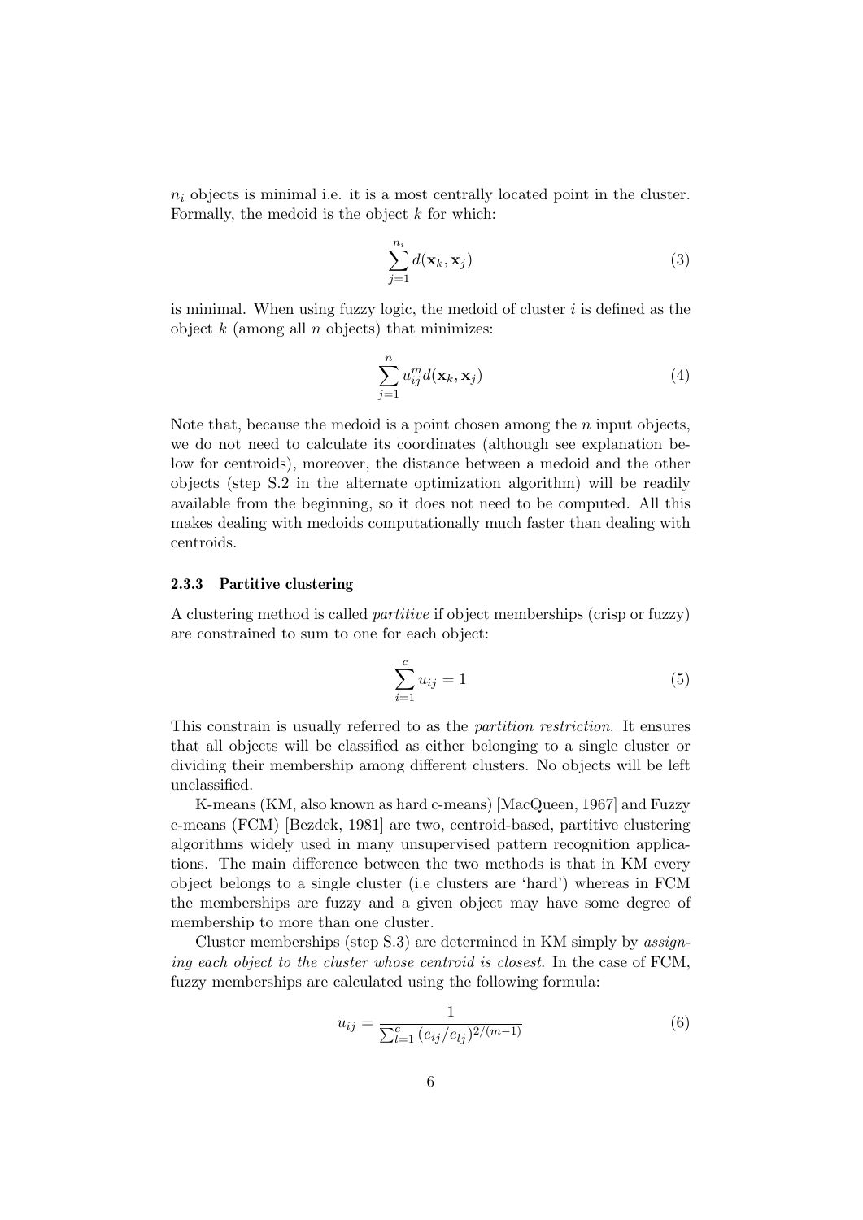$n_i$ objects is minimal i.e. it is a most centrally located point in the cluster. Formally, the medoid is the object $k$ for which:

$$\sum_{j=1}^{n_i} d(\mathbf{x}_k, \mathbf{x}_j) \tag{3}$$

is minimal. When using fuzzy logic, the medoid of cluster $i$ is defined as the object $k$ (among all $n$ objects) that minimizes:

$$\sum_{j=1}^{n} u_{ij}^m d(\mathbf{x}_k, \mathbf{x}_j) \tag{4}$$

Note that, because the medoid is a point chosen among the $n$ input objects, we do not need to calculate its coordinates (although see explanation below for centroids), moreover, the distance between a medoid and the other objects (step S.2 in the alternate optimization algorithm) will be readily available from the beginning, so it does not need to be computed. All this makes dealing with medoids computationally much faster than dealing with centroids.

### 2.3.3 Partitive clustering

A clustering method is called *partitive* if object memberships (crisp or fuzzy) are constrained to sum to one for each object:

$$\sum_{i=1}^{c} u_{ij} = 1 \tag{5}$$

This constrain is usually referred to as the *partition restriction*. It ensures that all objects will be classified as either belonging to a single cluster or dividing their membership among different clusters. No objects will be left unclassified.

K-means (KM, also known as hard c-means) [MacQueen, 1967] and Fuzzy c-means (FCM) [Bezdek, 1981] are two, centroid-based, partitive clustering algorithms widely used in many unsupervised pattern recognition applications. The main difference between the two methods is that in KM every object belongs to a single cluster (i.e clusters are 'hard') whereas in FCM the memberships are fuzzy and a given object may have some degree of membership to more than one cluster.

Cluster memberships (step S.3) are determined in KM simply by *assigning each object to the cluster whose centroid is closest*. In the case of FCM, fuzzy memberships are calculated using the following formula:

$$u_{ij} = \frac{1}{\sum_{l=1}^{c} (e_{ij}/e_{lj})^{2/(m-1)}} \tag{6}$$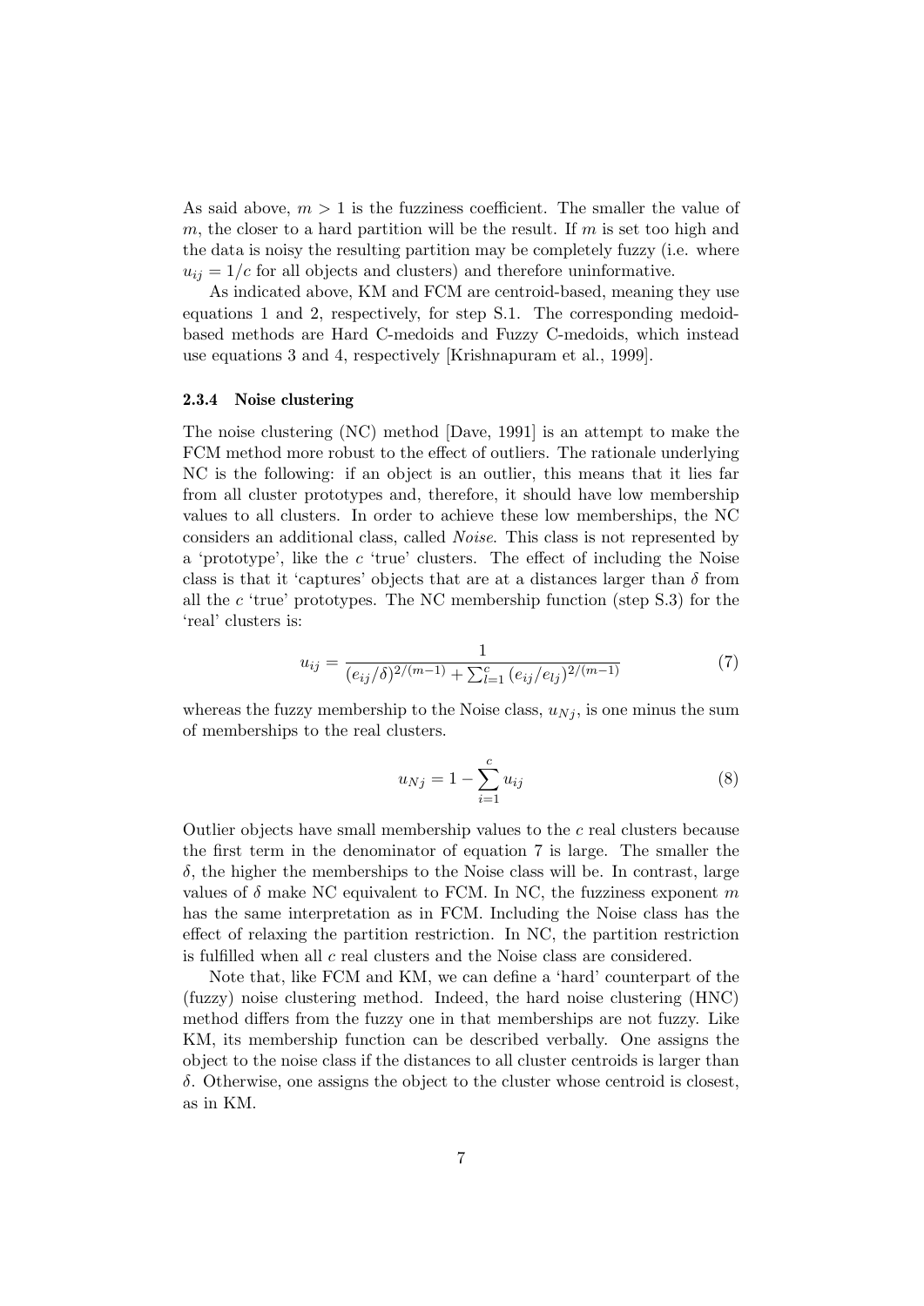As said above, $m > 1$ is the fuzziness coefficient. The smaller the value of $m$, the closer to a hard partition will be the result. If $m$ is set too high and the data is noisy the resulting partition may be completely fuzzy (i.e. where $u_{ij} = 1/c$ for all objects and clusters) and therefore uninformative.

As indicated above, KM and FCM are centroid-based, meaning they use equations 1 and 2, respectively, for step S.1. The corresponding medoid-based methods are Hard C-medoids and Fuzzy C-medoids, which instead use equations 3 and 4, respectively [Krishnapuram et al., 1999].

#### 2.3.4 Noise clustering

The noise clustering (NC) method [Dave, 1991] is an attempt to make the FCM method more robust to the effect of outliers. The rationale underlying NC is the following: if an object is an outlier, this means that it lies far from all cluster prototypes and, therefore, it should have low membership values to all clusters. In order to achieve these low memberships, the NC considers an additional class, called *Noise*. This class is not represented by a 'prototype', like the $c$ 'true' clusters. The effect of including the Noise class is that it 'captures' objects that are at a distances larger than $\delta$ from all the $c$ 'true' prototypes. The NC membership function (step S.3) for the 'real' clusters is:

$$u_{ij} = \frac{1}{(e_{ij}/\delta)^{2/(m-1)} + \sum_{l=1}^{c} (e_{ij}/e_{lj})^{2/(m-1)}} \tag{7}$$

whereas the fuzzy membership to the Noise class, $u_{Nj}$, is one minus the sum of memberships to the real clusters.

$$u_{Nj} = 1 - \sum_{i=1}^{c} u_{ij} \tag{8}$$

Outlier objects have small membership values to the $c$ real clusters because the first term in the denominator of equation 7 is large. The smaller the $\delta$, the higher the memberships to the Noise class will be. In contrast, large values of $\delta$ make NC equivalent to FCM. In NC, the fuzziness exponent $m$ has the same interpretation as in FCM. Including the Noise class has the effect of relaxing the partition restriction. In NC, the partition restriction is fulfilled when all $c$ real clusters and the Noise class are considered.

Note that, like FCM and KM, we can define a 'hard' counterpart of the (fuzzy) noise clustering method. Indeed, the hard noise clustering (HNC) method differs from the fuzzy one in that memberships are not fuzzy. Like KM, its membership function can be described verbally. One assigns the object to the noise class if the distances to all cluster centroids is larger than $\delta$. Otherwise, one assigns the object to the cluster whose centroid is closest, as in KM.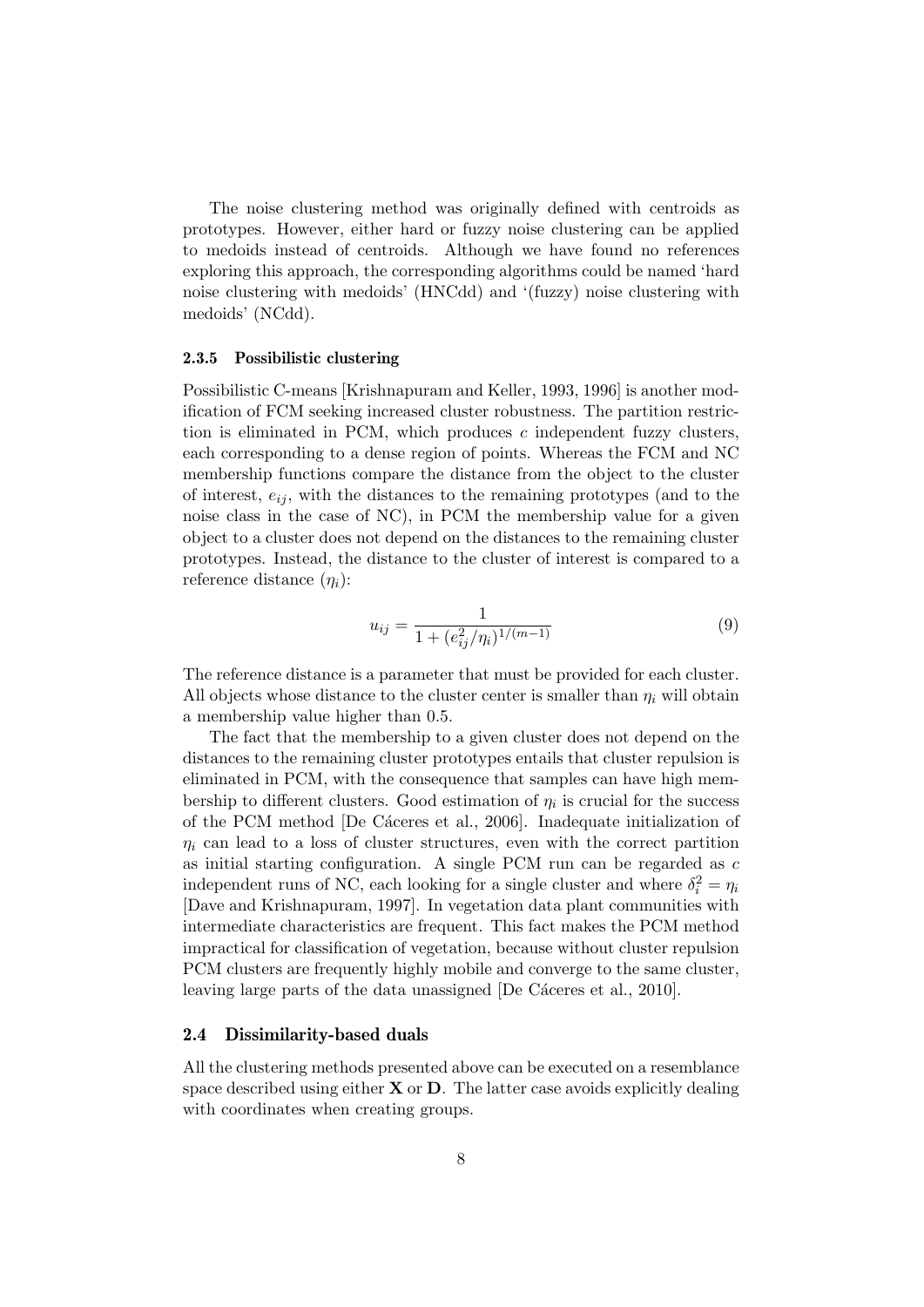The noise clustering method was originally defined with centroids as prototypes. However, either hard or fuzzy noise clustering can be applied to medoids instead of centroids. Although we have found no references exploring this approach, the corresponding algorithms could be named 'hard noise clustering with medoids' (HNCdd) and '(fuzzy) noise clustering with medoids' (NCdd).

### 2.3.5 Possibilistic clustering

Possibilistic C-means [Krishnapuram and Keller, 1993, 1996] is another modification of FCM seeking increased cluster robustness. The partition restriction is eliminated in PCM, which produces $c$ independent fuzzy clusters, each corresponding to a dense region of points. Whereas the FCM and NC membership functions compare the distance from the object to the cluster of interest, $e_{ij}$, with the distances to the remaining prototypes (and to the noise class in the case of NC), in PCM the membership value for a given object to a cluster does not depend on the distances to the remaining cluster prototypes. Instead, the distance to the cluster of interest is compared to a reference distance ($\eta_i$):

$$u_{ij} = \frac{1}{1 + (e_{ij}^2/\eta_i)^{1/(m-1)}} \tag{9}$$

The reference distance is a parameter that must be provided for each cluster. All objects whose distance to the cluster center is smaller than $\eta_i$ will obtain a membership value higher than 0.5.

The fact that the membership to a given cluster does not depend on the distances to the remaining cluster prototypes entails that cluster repulsion is eliminated in PCM, with the consequence that samples can have high membership to different clusters. Good estimation of $\eta_i$ is crucial for the success of the PCM method [De Cáceres et al., 2006]. Inadequate initialization of $\eta_i$ can lead to a loss of cluster structures, even with the correct partition as initial starting configuration. A single PCM run can be regarded as $c$ independent runs of NC, each looking for a single cluster and where $\delta_i^2 = \eta_i$ [Dave and Krishnapuram, 1997]. In vegetation data plant communities with intermediate characteristics are frequent. This fact makes the PCM method impractical for classification of vegetation, because without cluster repulsion PCM clusters are frequently highly mobile and converge to the same cluster, leaving large parts of the data unassigned [De Cáceres et al., 2010].

## 2.4 Dissimilarity-based duals

All the clustering methods presented above can be executed on a resemblance space described using either $\mathbf{X}$ or $\mathbf{D}$. The latter case avoids explicitly dealing with coordinates when creating groups.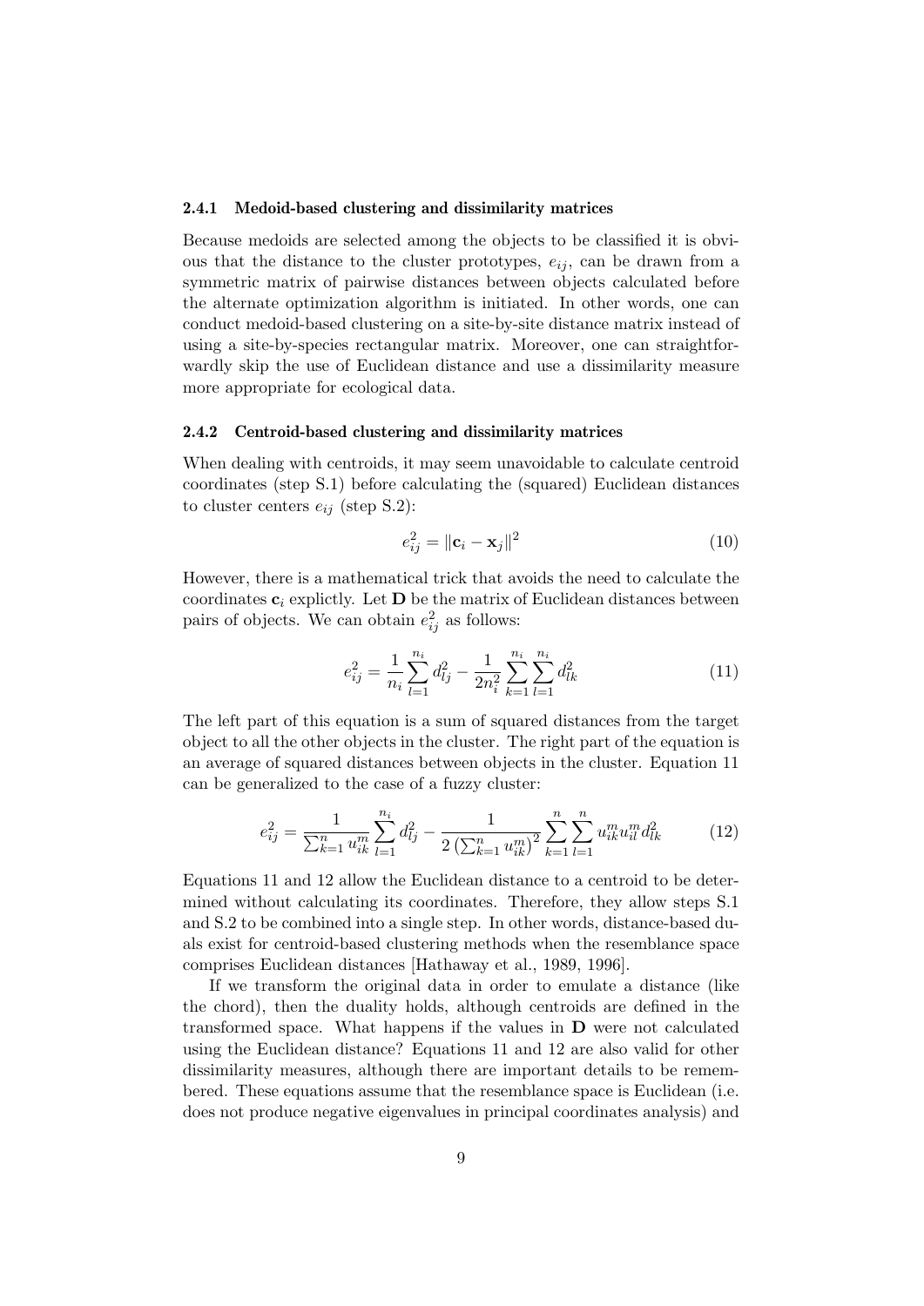#### 2.4.1 Medoid-based clustering and dissimilarity matrices

Because medoids are selected among the objects to be classified it is obvious that the distance to the cluster prototypes, $e_{ij}$, can be drawn from a symmetric matrix of pairwise distances between objects calculated before the alternate optimization algorithm is initiated. In other words, one can conduct medoid-based clustering on a site-by-site distance matrix instead of using a site-by-species rectangular matrix. Moreover, one can straightforwardly skip the use of Euclidean distance and use a dissimilarity measure more appropriate for ecological data.

#### 2.4.2 Centroid-based clustering and dissimilarity matrices

When dealing with centroids, it may seem unavoidable to calculate centroid coordinates (step S.1) before calculating the (squared) Euclidean distances to cluster centers $e_{ij}$ (step S.2):

$$e_{ij}^2 = \|\mathbf{c}_i - \mathbf{x}_j\|^2 \tag{10}$$

However, there is a mathematical trick that avoids the need to calculate the coordinates $\mathbf{c}_i$ explictly. Let $\mathbf{D}$ be the matrix of Euclidean distances between pairs of objects. We can obtain $e_{ij}^2$ as follows:

$$e_{ij}^2 = \frac{1}{n_i}\sum_{l=1}^{n_i} d_{lj}^2 - \frac{1}{2n_i^2}\sum_{k=1}^{n_i}\sum_{l=1}^{n_i} d_{lk}^2 \tag{11}$$

The left part of this equation is a sum of squared distances from the target object to all the other objects in the cluster. The right part of the equation is an average of squared distances between objects in the cluster. Equation 11 can be generalized to the case of a fuzzy cluster:

$$e_{ij}^2 = \frac{1}{\sum_{k=1}^{n} u_{ik}^m}\sum_{l=1}^{n_i} d_{lj}^2 - \frac{1}{2\left(\sum_{k=1}^{n} u_{ik}^m\right)^2}\sum_{k=1}^{n}\sum_{l=1}^{n} u_{ik}^m u_{il}^m d_{lk}^2 \tag{12}$$

Equations 11 and 12 allow the Euclidean distance to a centroid to be determined without calculating its coordinates. Therefore, they allow steps S.1 and S.2 to be combined into a single step. In other words, distance-based duals exist for centroid-based clustering methods when the resemblance space comprises Euclidean distances [Hathaway et al., 1989, 1996].

If we transform the original data in order to emulate a distance (like the chord), then the duality holds, although centroids are defined in the transformed space. What happens if the values in $\mathbf{D}$ were not calculated using the Euclidean distance? Equations 11 and 12 are also valid for other dissimilarity measures, although there are important details to be remembered. These equations assume that the resemblance space is Euclidean (i.e. does not produce negative eigenvalues in principal coordinates analysis) and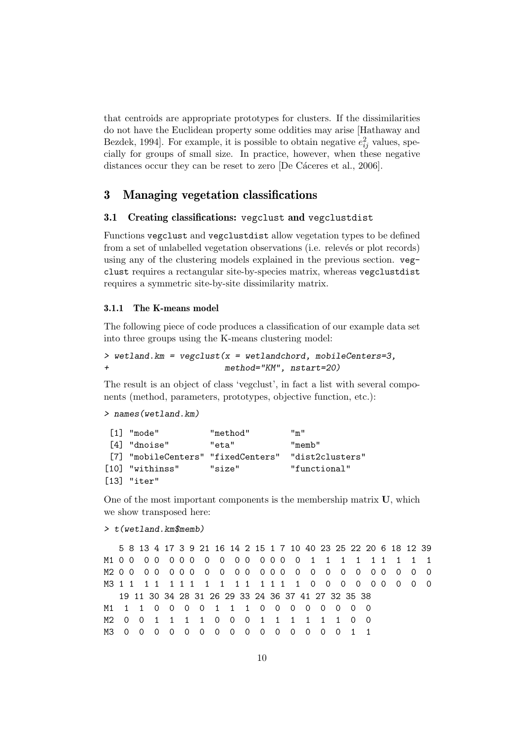that centroids are appropriate prototypes for clusters. If the dissimilarities do not have the Euclidean property some oddities may arise [Hathaway and Bezdek, 1994]. For example, it is possible to obtain negative $e_{ij}^2$ values, specially for groups of small size. In practice, however, when these negative distances occur they can be reset to zero [De Cáceres et al., 2006].

# 3 Managing vegetation classifications

## 3.1 Creating classifications: `vegclust` and `vegclustdist`

Functions `vegclust` and `vegclustdist` allow vegetation types to be defined from a set of unlabelled vegetation observations (i.e. relevés or plot records) using any of the clustering models explained in the previous section. `vegclust` requires a rectangular site-by-species matrix, whereas `vegclustdist` requires a symmetric site-by-site dissimilarity matrix.

### 3.1.1 The K-means model

The following piece of code produces a classification of our example data set into three groups using the K-means clustering model:

```
> wetland.km = vegclust(x = wetlandchord, mobileCenters=3,
+                        method="KM", nstart=20)
```

The result is an object of class 'vegclust', in fact a list with several components (method, parameters, prototypes, objective function, etc.):

```
> names(wetland.km)
```

```
 [1] "mode"          "method"        "m"
 [4] "dnoise"        "eta"           "memb"
 [7] "mobileCenters" "fixedCenters"  "dist2clusters"
[10] "withinss"      "size"          "functional"
[13] "iter"
```

One of the most important components is the membership matrix **U**, which we show transposed here:

```
> t(wetland.km$memb)
```

```
   5 8 13 4 17 3 9 21 16 14 2 15 1 7 10 40 23 25 22 20 6 18 12 39
M1 0 0  0 0  0 0 0  0  0  0 0  0 0 0  0  1  1  1  1  1 1  1  1  1
M2 0 0  0 0  0 0 0  0  0  0 0  0 0 0  0  0  0  0  0  0 0  0  0  0
M3 1 1  1 1  1 1 1  1  1  1 1  1 1 1  1  0  0  0  0  0 0  0  0  0
   19 11 30 34 28 31 26 29 33 24 36 37 41 27 32 35 38
M1  1  1  0  0  0  0  1  1  1  0  0  0  0  0  0  0  0
M2  0  0  1  1  1  1  0  0  0  1  1  1  1  1  1  0  0
M3  0  0  0  0  0  0  0  0  0  0  0  0  0  0  0  1  1
```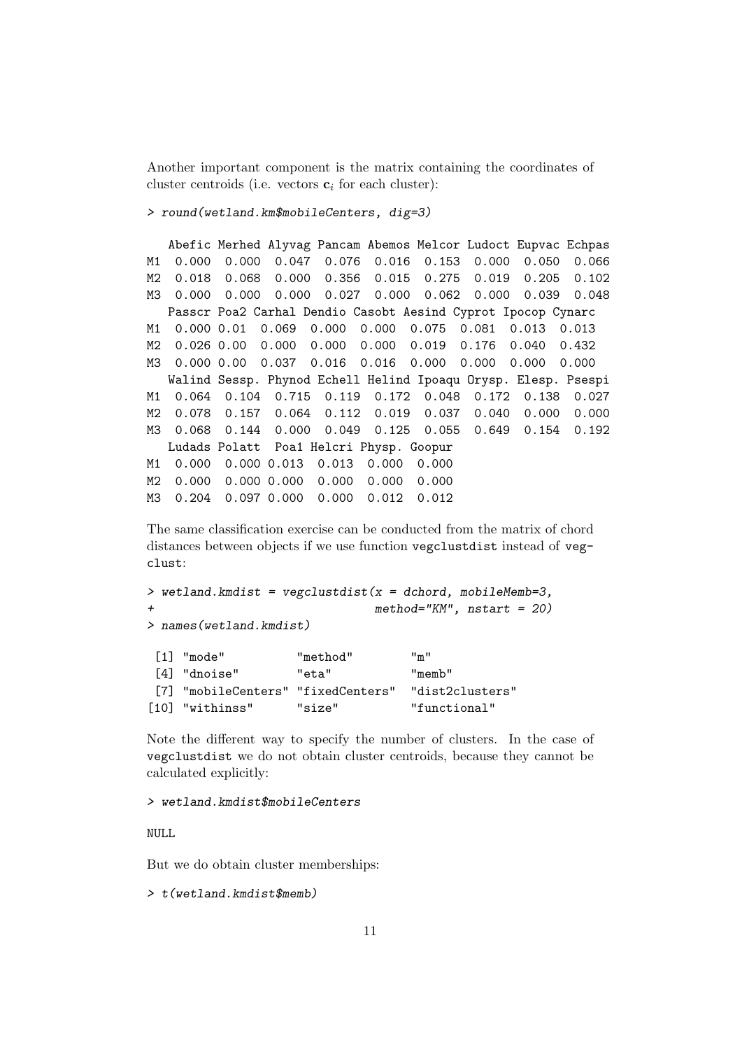Another important component is the matrix containing the coordinates of cluster centroids (i.e. vectors $\mathbf{c}_i$ for each cluster):

```
> round(wetland.km$mobileCenters, dig=3)

   Abefic Merhed Alyvag Pancam Abemos Melcor Ludoct Eupvac Echpas
M1  0.000  0.000  0.047  0.076  0.016  0.153  0.000  0.050  0.066
M2  0.018  0.068  0.000  0.356  0.015  0.275  0.019  0.205  0.102
M3  0.000  0.000  0.000  0.027  0.000  0.062  0.000  0.039  0.048
   Passcr Poa2 Carhal Dendio Casobt Aesind Cyprot Ipocop Cynarc
M1  0.000 0.01  0.069  0.000  0.000  0.075  0.081  0.013  0.013
M2  0.026 0.00  0.000  0.000  0.000  0.019  0.176  0.040  0.432
M3  0.000 0.00  0.037  0.016  0.016  0.000  0.000  0.000  0.000
   Walind Sessp. Phynod Echell Helind Ipoaqu Orysp. Elesp. Psespi
M1  0.064  0.104  0.715  0.119  0.172  0.048  0.172  0.138  0.027
M2  0.078  0.157  0.064  0.112  0.019  0.037  0.040  0.000  0.000
M3  0.068  0.144  0.000  0.049  0.125  0.055  0.649  0.154  0.192
   Ludads Polatt  Poa1 Helcri Physp. Goopur
M1  0.000  0.000 0.013  0.013  0.000  0.000
M2  0.000  0.000 0.000  0.000  0.000  0.000
M3  0.204  0.097 0.000  0.000  0.012  0.012
```

The same classification exercise can be conducted from the matrix of chord distances between objects if we use function vegclustdist instead of vegclust:

```
> wetland.kmdist = vegclustdist(x = dchord, mobileMemb=3,
+                              method="KM", nstart = 20)
> names(wetland.kmdist)

 [1] "mode"          "method"        "m"
 [4] "dnoise"        "eta"           "memb"
 [7] "mobileCenters" "fixedCenters"  "dist2clusters"
[10] "withinss"      "size"          "functional"
```

Note the different way to specify the number of clusters. In the case of vegclustdist we do not obtain cluster centroids, because they cannot be calculated explicitly:

```
> wetland.kmdist$mobileCenters

NULL
```

But we do obtain cluster memberships:

```
> t(wetland.kmdist$memb)
```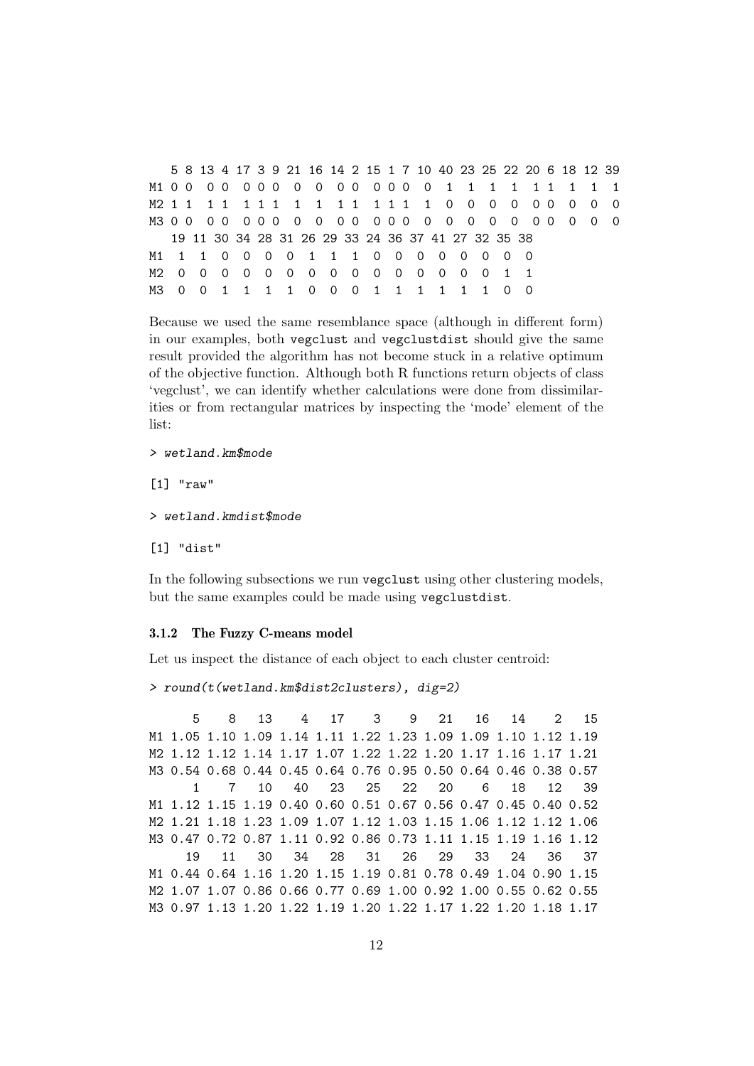```
   5 8 13 4 17 3 9 21 16 14 2 15 1 7 10 40 23 25 22 20 6 18 12 39
M1 0 0  0 0  0 0 0  0  0  0 0  0 0 0  0  1  1  1  1  1 1  1  1  1
M2 1 1  1 1  1 1 1  1  1  1 1  1 1 1  1  0  0  0  0  0 0  0  0  0
M3 0 0  0 0  0 0 0  0  0  0 0  0 0 0  0  0  0  0  0  0 0  0  0  0
   19 11 30 34 28 31 26 29 33 24 36 37 41 27 32 35 38
M1  1  1  0  0  0  0  1  1  1  0  0  0  0  0  0  0  0
M2  0  0  0  0  0  0  0  0  0  0  0  0  0  0  0  1  1
M3  0  0  1  1  1  1  0  0  0  1  1  1  1  1  1  0  0
```

Because we used the same resemblance space (although in different form) in our examples, both vegclust and vegclustdist should give the same result provided the algorithm has not become stuck in a relative optimum of the objective function. Although both R functions return objects of class 'vegclust', we can identify whether calculations were done from dissimilarities or from rectangular matrices by inspecting the 'mode' element of the list:

```
> wetland.km$mode

[1] "raw"

> wetland.kmdist$mode

[1] "dist"
```

In the following subsections we run vegclust using other clustering models, but the same examples could be made using vegclustdist.

### 3.1.2 The Fuzzy C-means model

Let us inspect the distance of each object to each cluster centroid:

```
> round(t(wetland.km$dist2clusters), dig=2)

      5    8   13    4   17    3    9   21   16   14    2   15
M1 1.05 1.10 1.09 1.14 1.11 1.22 1.23 1.09 1.09 1.10 1.12 1.19
M2 1.12 1.12 1.14 1.17 1.07 1.22 1.22 1.20 1.17 1.16 1.17 1.21
M3 0.54 0.68 0.44 0.45 0.64 0.76 0.95 0.50 0.64 0.46 0.38 0.57
      1    7   10   40   23   25   22   20    6   18   12   39
M1 1.12 1.15 1.19 0.40 0.60 0.51 0.67 0.56 0.47 0.45 0.40 0.52
M2 1.21 1.18 1.23 1.09 1.07 1.12 1.03 1.15 1.06 1.12 1.12 1.06
M3 0.47 0.72 0.87 1.11 0.92 0.86 0.73 1.11 1.15 1.19 1.16 1.12
     19   11   30   34   28   31   26   29   33   24   36   37
M1 0.44 0.64 1.16 1.20 1.15 1.19 0.81 0.78 0.49 1.04 0.90 1.15
M2 1.07 1.07 0.86 0.66 0.77 0.69 1.00 0.92 1.00 0.55 0.62 0.55
M3 0.97 1.13 1.20 1.22 1.19 1.20 1.22 1.17 1.22 1.20 1.18 1.17
```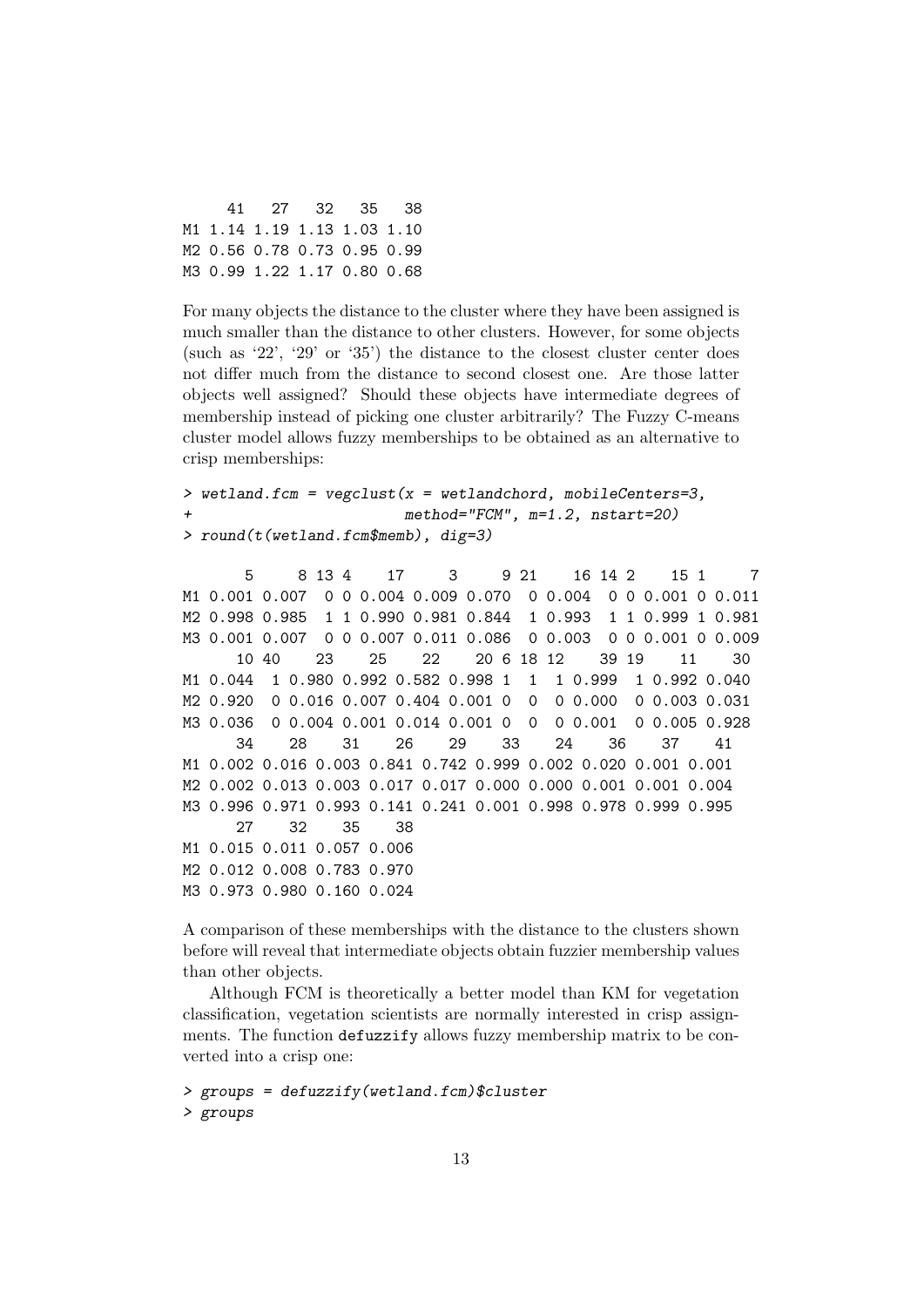```
    41   27   32   35   38
M1 1.14 1.19 1.13 1.03 1.10
M2 0.56 0.78 0.73 0.95 0.99
M3 0.99 1.22 1.17 0.80 0.68
```

For many objects the distance to the cluster where they have been assigned is much smaller than the distance to other clusters. However, for some objects (such as '22', '29' or '35') the distance to the closest cluster center does not differ much from the distance to second closest one. Are those latter objects well assigned? Should these objects have intermediate degrees of membership instead of picking one cluster arbitrarily? The Fuzzy C-means cluster model allows fuzzy memberships to be obtained as an alternative to crisp memberships:

```
> wetland.fcm = vegclust(x = wetlandchord, mobileCenters=3,
+                         method="FCM", m=1.2, nstart=20)
> round(t(wetland.fcm$memb), dig=3)

       5     8 13 4    17     3     9 21    16 14 2    15 1     7
M1 0.001 0.007  0 0 0.004 0.009 0.070  0 0.004  0 0 0.001 0 0.011
M2 0.998 0.985  1 1 0.990 0.981 0.844  1 0.993  1 1 0.999 1 0.981
M3 0.001 0.007  0 0 0.007 0.011 0.086  0 0.003  0 0 0.001 0 0.009
      10 40    23    25    22    20 6 18 12    39 19    11    30
M1 0.044  1 0.980 0.992 0.582 0.998 1  1  1 0.999  1 0.992 0.040
M2 0.920  0 0.016 0.007 0.404 0.001 0  0  0 0.000  0 0.003 0.031
M3 0.036  0 0.004 0.001 0.014 0.001 0  0  0 0.001  0 0.005 0.928
      34    28    31    26    29    33    24    36    37    41
M1 0.002 0.016 0.003 0.841 0.742 0.999 0.002 0.020 0.001 0.001
M2 0.002 0.013 0.003 0.017 0.017 0.000 0.000 0.001 0.001 0.004
M3 0.996 0.971 0.993 0.141 0.241 0.001 0.998 0.978 0.999 0.995
      27    32    35    38
M1 0.015 0.011 0.057 0.006
M2 0.012 0.008 0.783 0.970
M3 0.973 0.980 0.160 0.024
```

A comparison of these memberships with the distance to the clusters shown before will reveal that intermediate objects obtain fuzzier membership values than other objects.

Although FCM is theoretically a better model than KM for vegetation classification, vegetation scientists are normally interested in crisp assignments. The function `defuzzify` allows fuzzy membership matrix to be converted into a crisp one:

```
> groups = defuzzify(wetland.fcm)$cluster
> groups
```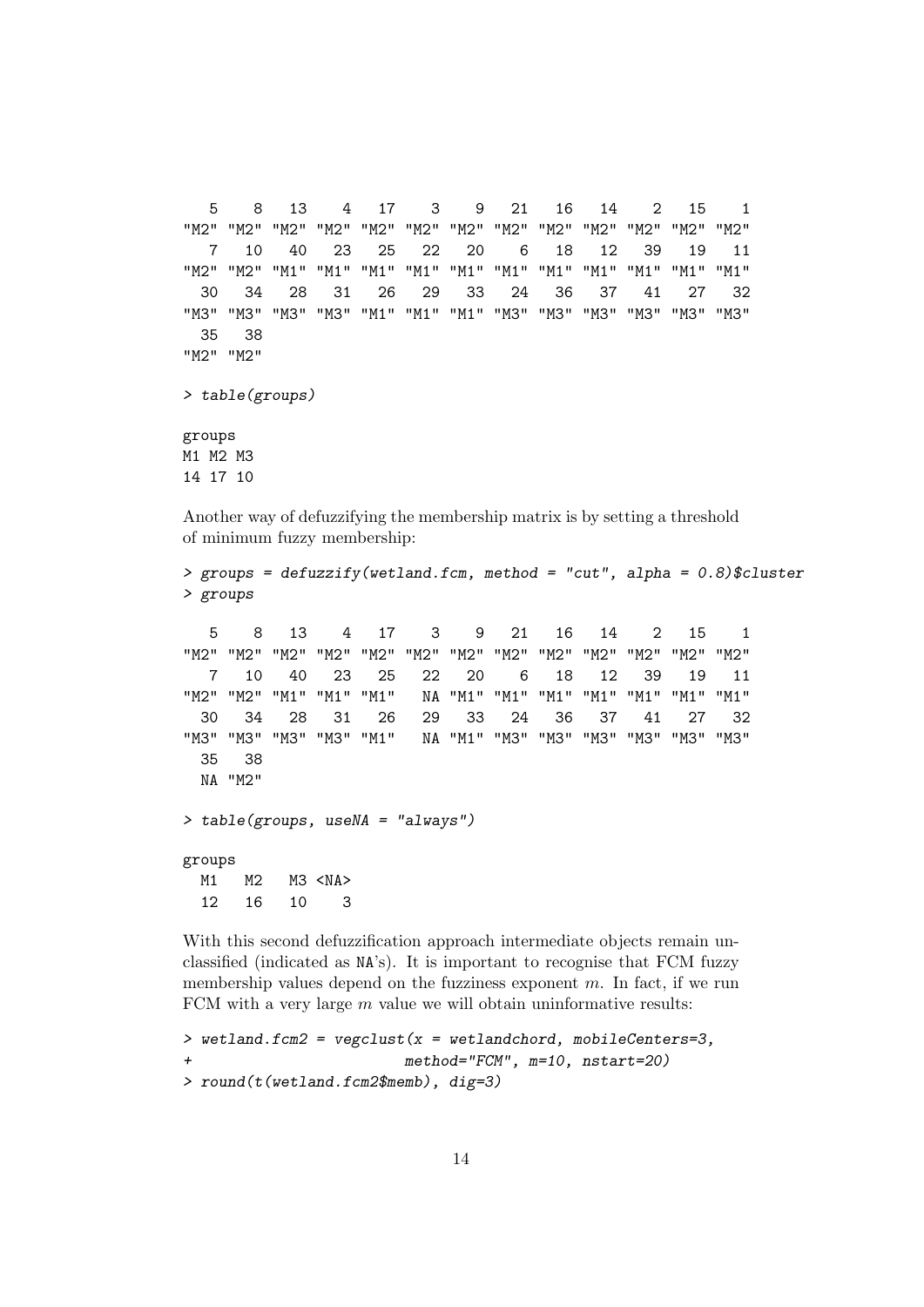```
   5    8   13    4   17    3    9   21   16   14    2   15    1 
"M2" "M2" "M2" "M2" "M2" "M2" "M2" "M2" "M2" "M2" "M2" "M2" "M2" 
   7   10   40   23   25   22   20    6   18   12   39   19   11 
"M2" "M2" "M1" "M1" "M1" "M1" "M1" "M1" "M1" "M1" "M1" "M1" "M1" 
  30   34   28   31   26   29   33   24   36   37   41   27   32 
"M3" "M3" "M3" "M3" "M1" "M1" "M1" "M3" "M3" "M3" "M3" "M3" "M3" 
  35   38 
"M2" "M2" 
```

```
> table(groups)
```

```
groups
M1 M2 M3 
14 17 10 
```

Another way of defuzzifying the membership matrix is by setting a threshold of minimum fuzzy membership:

```
> groups = defuzzify(wetland.fcm, method = "cut", alpha = 0.8)$cluster
> groups
```

```
   5    8   13    4   17    3    9   21   16   14    2   15    1 
"M2" "M2" "M2" "M2" "M2" "M2" "M2" "M2" "M2" "M2" "M2" "M2" "M2" 
   7   10   40   23   25   22   20    6   18   12   39   19   11 
"M2" "M2" "M1" "M1" "M1"   NA "M1" "M1" "M1" "M1" "M1" "M1" "M1" 
  30   34   28   31   26   29   33   24   36   37   41   27   32 
"M3" "M3" "M3" "M3" "M1"   NA "M1" "M3" "M3" "M3" "M3" "M3" "M3" 
  35   38 
  NA "M2" 
```

```
> table(groups, useNA = "always")
```

```
groups
  M1   M2   M3 <NA> 
  12   16   10    3 
```

With this second defuzzification approach intermediate objects remain unclassified (indicated as NA's). It is important to recognise that FCM fuzzy membership values depend on the fuzziness exponent $m$. In fact, if we run FCM with a very large $m$ value we will obtain uninformative results:

```
> wetland.fcm2 = vegclust(x = wetlandchord, mobileCenters=3,
+                         method="FCM", m=10, nstart=20)
> round(t(wetland.fcm2$memb), dig=3)
```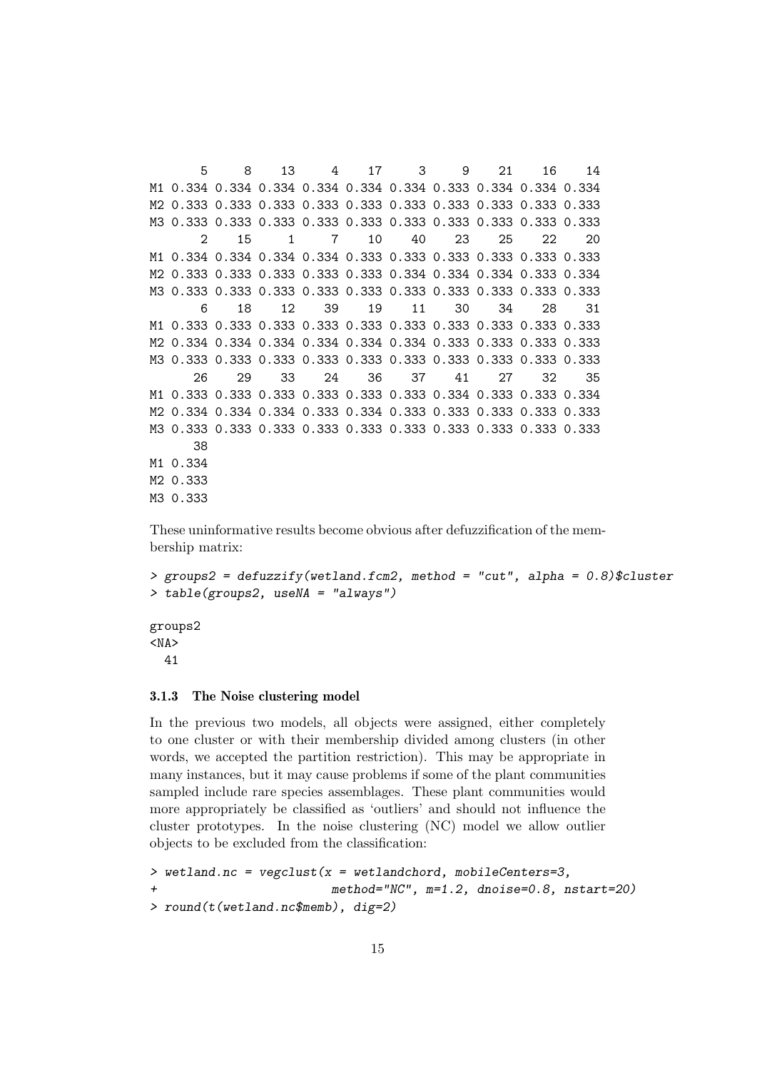```
       5     8    13     4    17     3     9    21    16    14
M1 0.334 0.334 0.334 0.334 0.334 0.334 0.333 0.334 0.334 0.334
M2 0.333 0.333 0.333 0.333 0.333 0.333 0.333 0.333 0.333 0.333
M3 0.333 0.333 0.333 0.333 0.333 0.333 0.333 0.333 0.333 0.333
       2    15     1     7    10    40    23    25    22    20
M1 0.334 0.334 0.334 0.334 0.333 0.333 0.333 0.333 0.333 0.333
M2 0.333 0.333 0.333 0.333 0.333 0.334 0.334 0.334 0.333 0.334
M3 0.333 0.333 0.333 0.333 0.333 0.333 0.333 0.333 0.333 0.333
       6    18    12    39    19    11    30    34    28    31
M1 0.333 0.333 0.333 0.333 0.333 0.333 0.333 0.333 0.333 0.333
M2 0.334 0.334 0.334 0.334 0.334 0.334 0.333 0.333 0.333 0.333
M3 0.333 0.333 0.333 0.333 0.333 0.333 0.333 0.333 0.333 0.333
      26    29    33    24    36    37    41    27    32    35
M1 0.333 0.333 0.333 0.333 0.333 0.333 0.334 0.333 0.333 0.334
M2 0.334 0.334 0.334 0.333 0.334 0.333 0.333 0.333 0.333 0.333
M3 0.333 0.333 0.333 0.333 0.333 0.333 0.333 0.333 0.333 0.333
      38
M1 0.334
M2 0.333
M3 0.333
```

These uninformative results become obvious after defuzzification of the membership matrix:

```
> groups2 = defuzzify(wetland.fcm2, method = "cut", alpha = 0.8)$cluster
> table(groups2, useNA = "always")

groups2
<NA>
  41
```

### 3.1.3 The Noise clustering model

In the previous two models, all objects were assigned, either completely to one cluster or with their membership divided among clusters (in other words, we accepted the partition restriction). This may be appropriate in many instances, but it may cause problems if some of the plant communities sampled include rare species assemblages. These plant communities would more appropriately be classified as 'outliers' and should not influence the cluster prototypes. In the noise clustering (NC) model we allow outlier objects to be excluded from the classification:

```
> wetland.nc = vegclust(x = wetlandchord, mobileCenters=3,
+                       method="NC", m=1.2, dnoise=0.8, nstart=20)
> round(t(wetland.nc$memb), dig=2)
```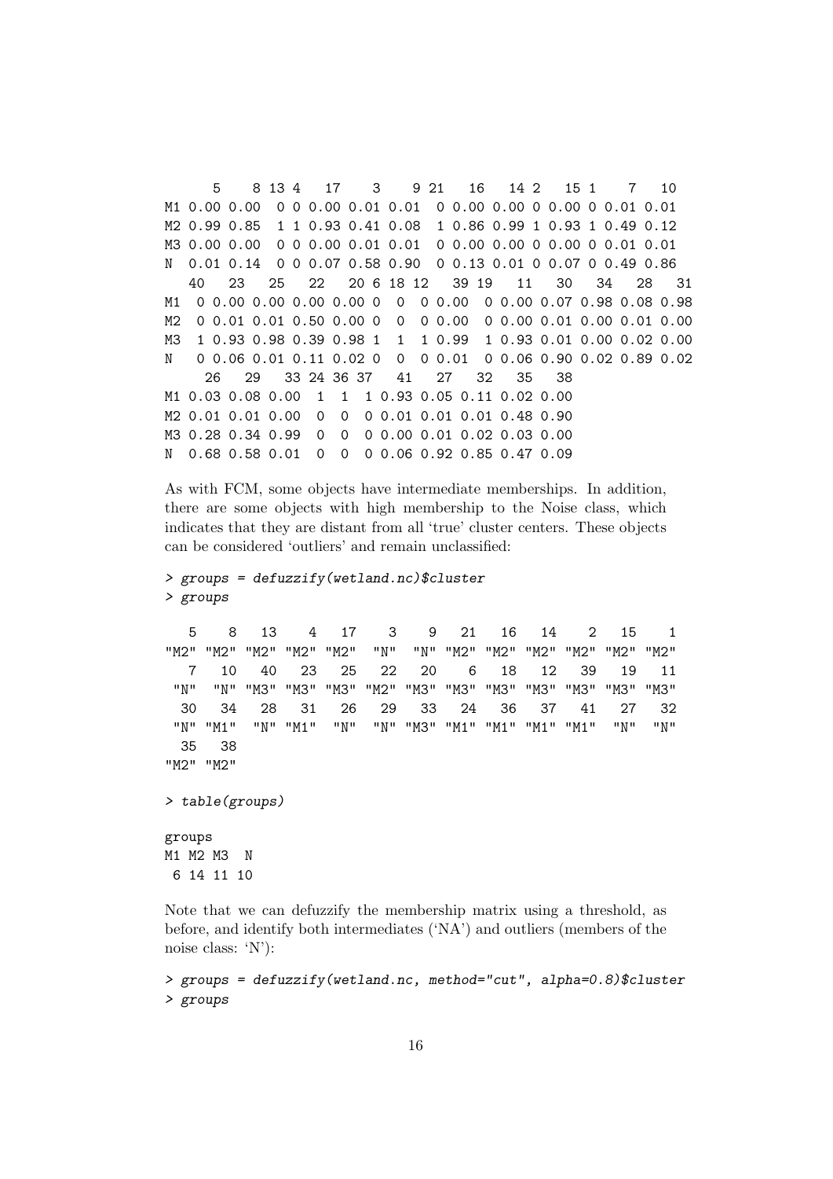```
      5    8 13 4   17    3    9 21   16   14 2   15 1    7   10
M1 0.00 0.00  0 0 0.00 0.01 0.01  0 0.00 0.00 0 0.00 0 0.01 0.01
M2 0.99 0.85  1 1 0.93 0.41 0.08  1 0.86 0.99 1 0.93 1 0.49 0.12
M3 0.00 0.00  0 0 0.00 0.01 0.01  0 0.00 0.00 0 0.00 0 0.01 0.01
N  0.01 0.14  0 0 0.07 0.58 0.90  0 0.13 0.01 0 0.07 0 0.49 0.86
   40   23   25   22   20 6 18 12   39 19   11   30   34   28   31
M1  0 0.00 0.00 0.00 0.00 0  0  0 0.00  0 0.00 0.07 0.98 0.08 0.98
M2  0 0.01 0.01 0.50 0.00 0  0  0 0.00  0 0.00 0.01 0.00 0.01 0.00
M3  1 0.93 0.98 0.39 0.98 1  1  1 0.99  1 0.93 0.01 0.00 0.02 0.00
N   0 0.06 0.01 0.11 0.02 0  0  0 0.01  0 0.06 0.90 0.02 0.89 0.02
     26   29   33 24 36 37   41   27   32   35   38
M1 0.03 0.08 0.00  1  1  1 0.93 0.05 0.11 0.02 0.00
M2 0.01 0.01 0.00  0  0  0 0.01 0.01 0.01 0.48 0.90
M3 0.28 0.34 0.99  0  0  0 0.00 0.01 0.02 0.03 0.00
N  0.68 0.58 0.01  0  0  0 0.06 0.92 0.85 0.47 0.09
```

As with FCM, some objects have intermediate memberships. In addition, there are some objects with high membership to the Noise class, which indicates that they are distant from all 'true' cluster centers. These objects can be considered 'outliers' and remain unclassified:

```
> groups = defuzzify(wetland.nc)$cluster
> groups

   5    8   13    4   17    3    9   21   16   14    2   15    1
"M2" "M2" "M2" "M2" "M2"  "N"  "N" "M2" "M2" "M2" "M2" "M2" "M2"
   7   10   40   23   25   22   20    6   18   12   39   19   11
 "N"  "N" "M3" "M3" "M3" "M2" "M3" "M3" "M3" "M3" "M3" "M3" "M3"
  30   34   28   31   26   29   33   24   36   37   41   27   32
 "N" "M1"  "N" "M1"  "N"  "N" "M3" "M1" "M1" "M1" "M1"  "N"  "N"
  35   38
"M2" "M2"

> table(groups)

groups
M1 M2 M3  N
 6 14 11 10
```

Note that we can defuzzify the membership matrix using a threshold, as before, and identify both intermediates ('NA') and outliers (members of the noise class: 'N'):

```
> groups = defuzzify(wetland.nc, method="cut", alpha=0.8)$cluster
> groups
```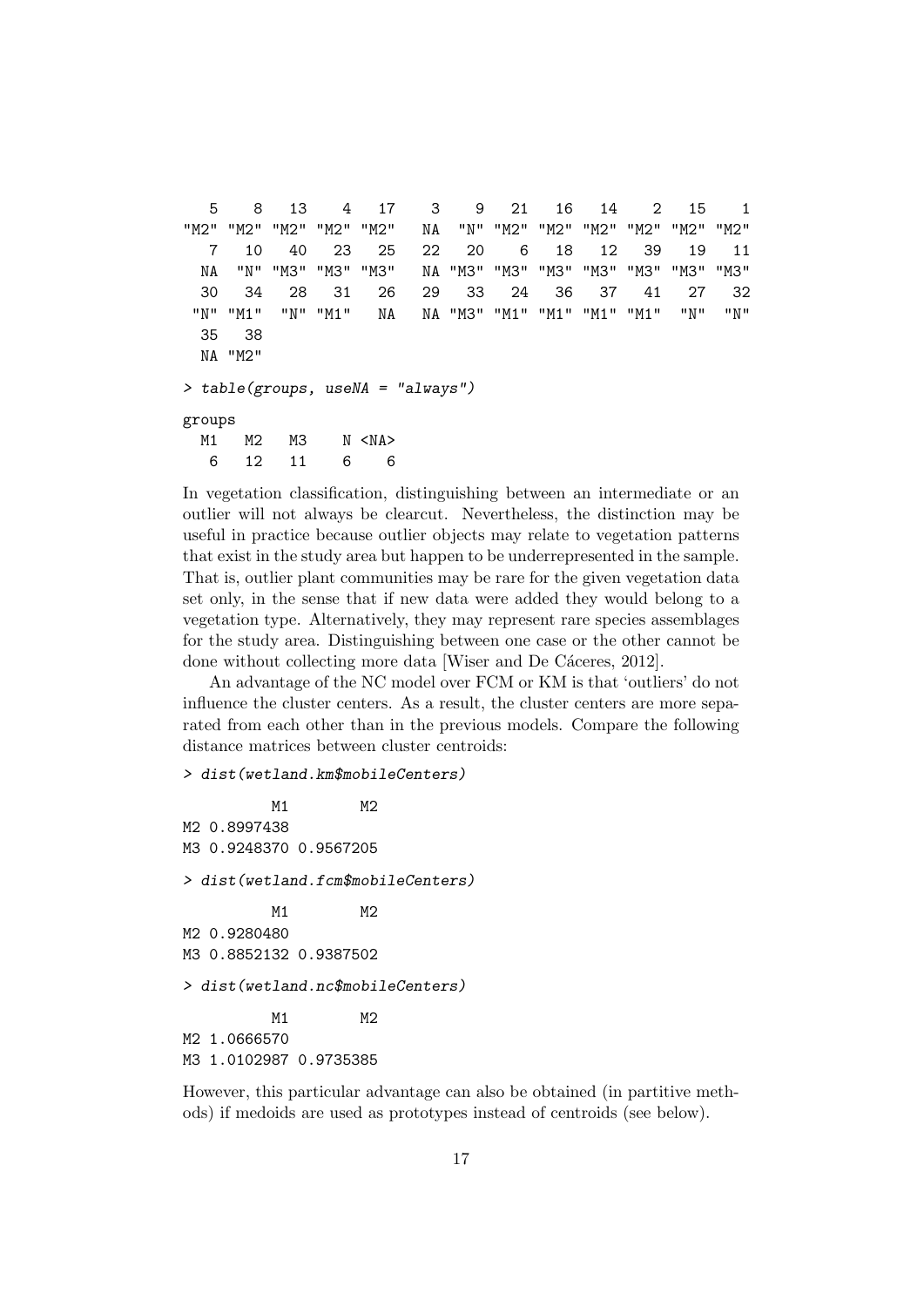```
   5    8   13    4   17    3    9   21   16   14    2   15    1 
"M2" "M2" "M2" "M2" "M2"   NA  "N" "M2" "M2" "M2" "M2" "M2" "M2" 
   7   10   40   23   25   22   20    6   18   12   39   19   11 
  NA  "N" "M3" "M3" "M3"   NA "M3" "M3" "M3" "M3" "M3" "M3" "M3" 
  30   34   28   31   26   29   33   24   36   37   41   27   32 
 "N" "M1"  "N" "M1"   NA   NA "M3" "M1" "M1" "M1" "M1"  "N"  "N" 
  35   38 
  NA "M2" 
```

```
> table(groups, useNA = "always")
```

```
groups
  M1   M2   M3    N <NA> 
   6   12   11    6    6 
```

In vegetation classification, distinguishing between an intermediate or an outlier will not always be clearcut. Nevertheless, the distinction may be useful in practice because outlier objects may relate to vegetation patterns that exist in the study area but happen to be underrepresented in the sample. That is, outlier plant communities may be rare for the given vegetation data set only, in the sense that if new data were added they would belong to a vegetation type. Alternatively, they may represent rare species assemblages for the study area. Distinguishing between one case or the other cannot be done without collecting more data [Wiser and De Cáceres, 2012].

An advantage of the NC model over FCM or KM is that 'outliers' do not influence the cluster centers. As a result, the cluster centers are more separated from each other than in the previous models. Compare the following distance matrices between cluster centroids:

```
> dist(wetland.km$mobileCenters)

          M1        M2
M2 0.8997438          
M3 0.9248370 0.9567205

> dist(wetland.fcm$mobileCenters)

          M1        M2
M2 0.9280480          
M3 0.8852132 0.9387502

> dist(wetland.nc$mobileCenters)

          M1        M2
M2 1.0666570          
M3 1.0102987 0.9735385
```

However, this particular advantage can also be obtained (in partitive methods) if medoids are used as prototypes instead of centroids (see below).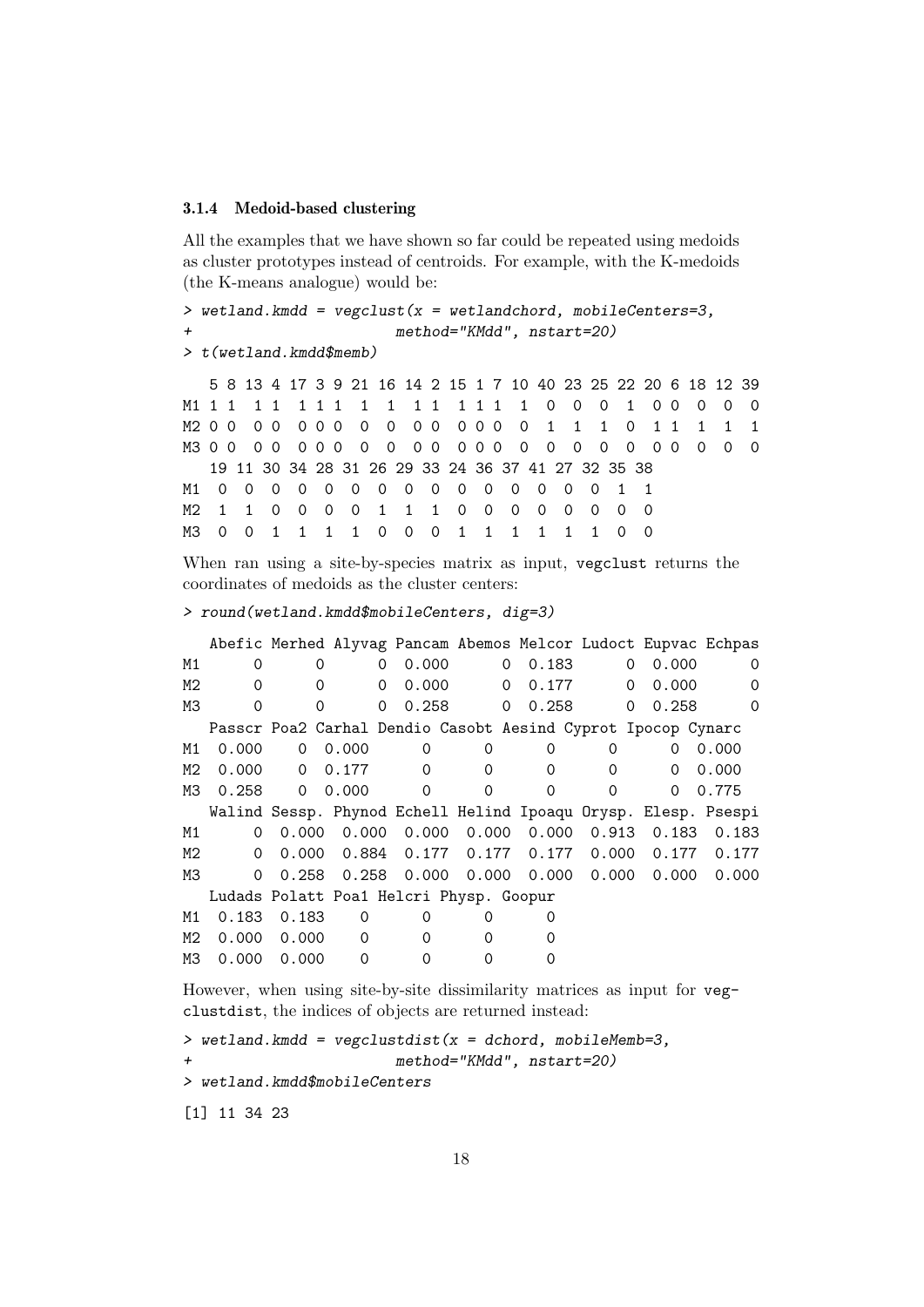### 3.1.4 Medoid-based clustering

All the examples that we have shown so far could be repeated using medoids as cluster prototypes instead of centroids. For example, with the K-medoids (the K-means analogue) would be:

```
> wetland.kmdd = vegclust(x = wetlandchord, mobileCenters=3,
+                         method="KMdd", nstart=20)
> t(wetland.kmdd$memb)
```

```
   5 8 13 4 17 3 9 21 16 14 2 15 1 7 10 40 23 25 22 20 6 18 12 39
M1 1 1  1 1  1 1 1  1  1  1 1  1 1 1  1  0  0  0  1  0 0  0  0  0
M2 0 0  0 0  0 0 0  0  0  0 0  0 0 0  0  1  1  1  0  1 1  1  1  1
M3 0 0  0 0  0 0 0  0  0  0 0  0 0 0  0  0  0  0  0  0 0  0  0  0
   19 11 30 34 28 31 26 29 33 24 36 37 41 27 32 35 38
M1  0  0  0  0  0  0  0  0  0  0  0  0  0  0  0  1  1
M2  1  1  0  0  0  0  1  1  1  0  0  0  0  0  0  0  0
M3  0  0  1  1  1  1  0  0  0  1  1  1  1  1  1  0  0
```

When ran using a site-by-species matrix as input, `vegclust` returns the coordinates of medoids as the cluster centers:

```
> round(wetland.kmdd$mobileCenters, dig=3)
```

```
   Abefic Merhed Alyvag Pancam Abemos Melcor Ludoct Eupvac Echpas
M1      0      0      0  0.000      0  0.183      0  0.000      0
M2      0      0      0  0.000      0  0.177      0  0.000      0
M3      0      0      0  0.258      0  0.258      0  0.258      0
   Passcr Poa2 Carhal Dendio Casobt Aesind Cyprot Ipocop Cynarc
M1  0.000    0  0.000      0      0      0      0      0  0.000
M2  0.000    0  0.177      0      0      0      0      0  0.000
M3  0.258    0  0.000      0      0      0      0      0  0.775
   Walind Sessp. Phynod Echell Helind Ipoaqu Orysp. Elesp. Psespi
M1      0  0.000  0.000  0.000  0.000  0.000  0.913  0.183  0.183
M2      0  0.000  0.884  0.177  0.177  0.177  0.000  0.177  0.177
M3      0  0.258  0.258  0.000  0.000  0.000  0.000  0.000  0.000
   Ludads Polatt Poa1 Helcri Physp. Goopur
M1  0.183  0.183    0      0      0      0
M2  0.000  0.000    0      0      0      0
M3  0.000  0.000    0      0      0      0
```

However, when using site-by-site dissimilarity matrices as input for `vegclustdist`, the indices of objects are returned instead:

```
> wetland.kmdd = vegclustdist(x = dchord, mobileMemb=3,
+                         method="KMdd", nstart=20)
> wetland.kmdd$mobileCenters
```

```
[1] 11 34 23
```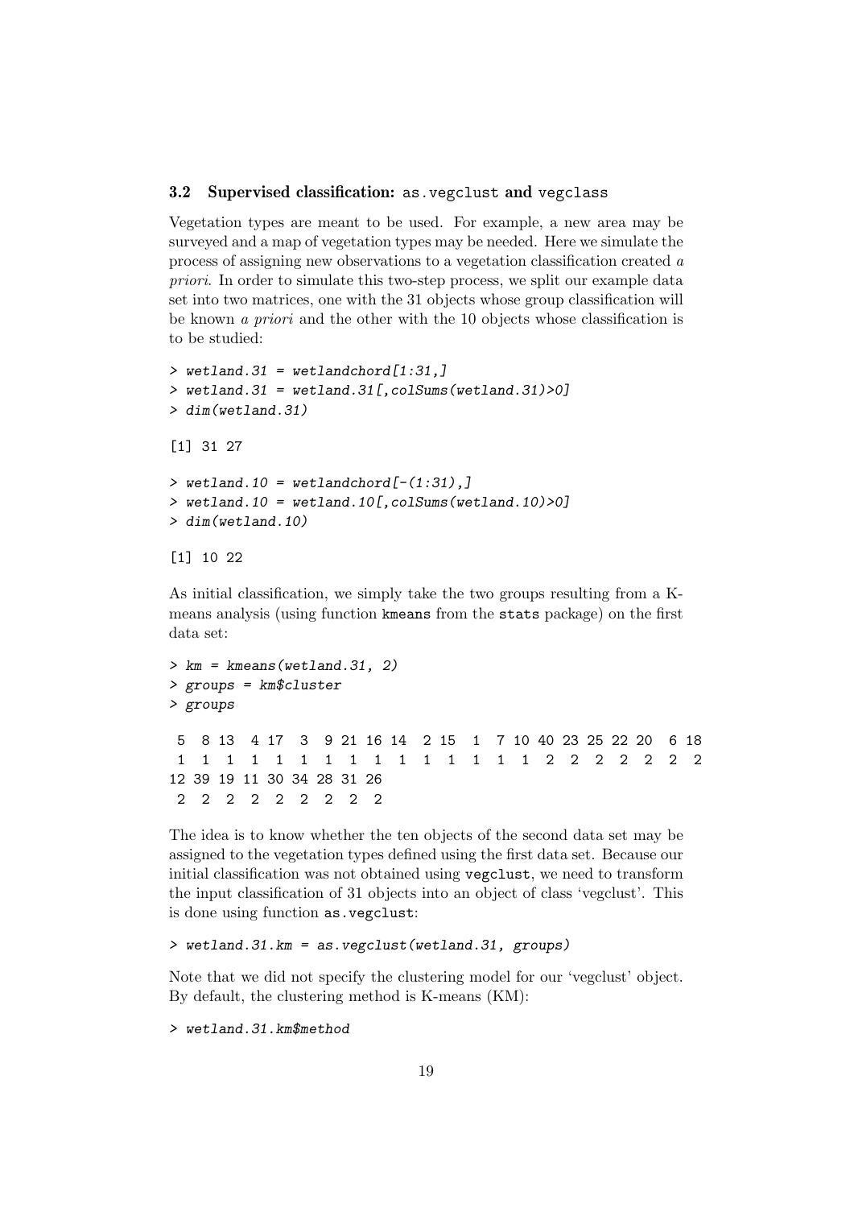### 3.2 Supervised classification: as.vegclust and vegclass

Vegetation types are meant to be used. For example, a new area may be surveyed and a map of vegetation types may be needed. Here we simulate the process of assigning new observations to a vegetation classification created *a priori*. In order to simulate this two-step process, we split our example data set into two matrices, one with the 31 objects whose group classification will be known *a priori* and the other with the 10 objects whose classification is to be studied:

```
> wetland.31 = wetlandchord[1:31,]
> wetland.31 = wetland.31[,colSums(wetland.31)>0]
> dim(wetland.31)

[1] 31 27

> wetland.10 = wetlandchord[-(1:31),]
> wetland.10 = wetland.10[,colSums(wetland.10)>0]
> dim(wetland.10)

[1] 10 22
```

As initial classification, we simply take the two groups resulting from a K-means analysis (using function kmeans from the stats package) on the first data set:

```
> km = kmeans(wetland.31, 2)
> groups = km$cluster
> groups

 5  8 13  4 17  3  9 21 16 14  2 15  1  7 10 40 23 25 22 20  6 18
 1  1  1  1  1  1  1  1  1  1  1  1  1  1  1  2  2  2  2  2  2  2
12 39 19 11 30 34 28 31 26
 2  2  2  2  2  2  2  2  2
```

The idea is to know whether the ten objects of the second data set may be assigned to the vegetation types defined using the first data set. Because our initial classification was not obtained using vegclust, we need to transform the input classification of 31 objects into an object of class 'vegclust'. This is done using function as.vegclust:

```
> wetland.31.km = as.vegclust(wetland.31, groups)
```

Note that we did not specify the clustering model for our 'vegclust' object. By default, the clustering method is K-means (KM):

```
> wetland.31.km$method
```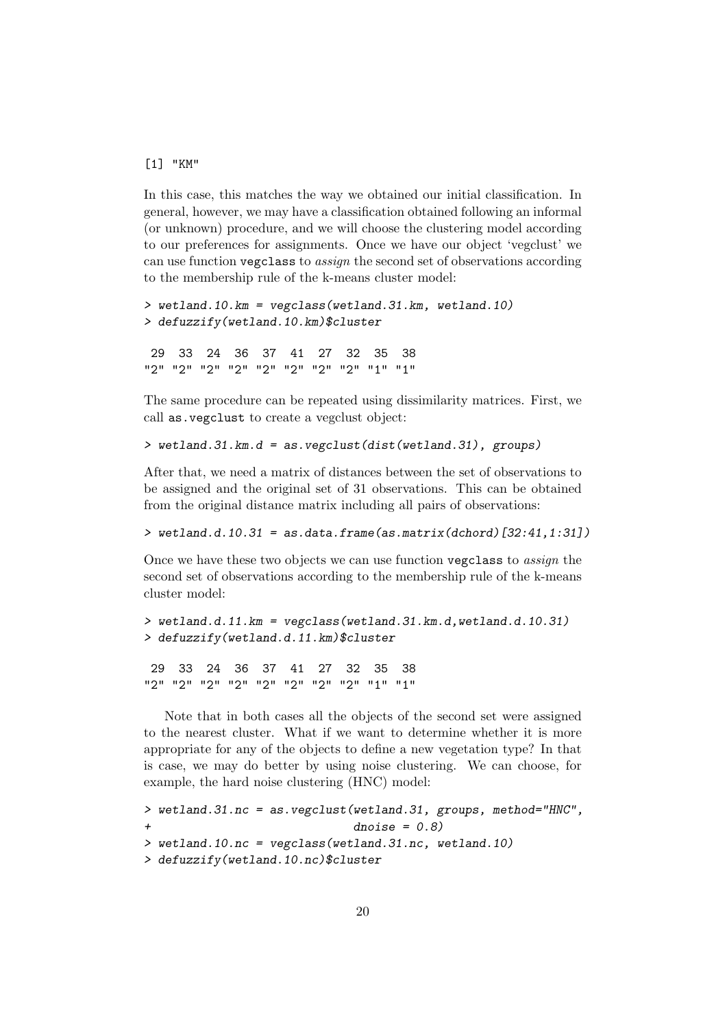```
[1] "KM"
```

In this case, this matches the way we obtained our initial classification. In general, however, we may have a classification obtained following an informal (or unknown) procedure, and we will choose the clustering model according to our preferences for assignments. Once we have our object 'vegclust' we can use function `vegclass` to *assign* the second set of observations according to the membership rule of the k-means cluster model:

```
> wetland.10.km = vegclass(wetland.31.km, wetland.10)
> defuzzify(wetland.10.km)$cluster

 29  33  24  36  37  41  27  32  35  38
"2" "2" "2" "2" "2" "2" "2" "2" "1" "1"
```

The same procedure can be repeated using dissimilarity matrices. First, we call `as.vegclust` to create a vegclust object:

```
> wetland.31.km.d = as.vegclust(dist(wetland.31), groups)
```

After that, we need a matrix of distances between the set of observations to be assigned and the original set of 31 observations. This can be obtained from the original distance matrix including all pairs of observations:

```
> wetland.d.10.31 = as.data.frame(as.matrix(dchord)[32:41,1:31])
```

Once we have these two objects we can use function `vegclass` to *assign* the second set of observations according to the membership rule of the k-means cluster model:

```
> wetland.d.11.km = vegclass(wetland.31.km.d,wetland.d.10.31)
> defuzzify(wetland.d.11.km)$cluster

 29  33  24  36  37  41  27  32  35  38
"2" "2" "2" "2" "2" "2" "2" "2" "1" "1"
```

Note that in both cases all the objects of the second set were assigned to the nearest cluster. What if we want to determine whether it is more appropriate for any of the objects to define a new vegetation type? In that is case, we may do better by using noise clustering. We can choose, for example, the hard noise clustering (HNC) model:

```
> wetland.31.nc = as.vegclust(wetland.31, groups, method="HNC",
+                            dnoise = 0.8)
> wetland.10.nc = vegclass(wetland.31.nc, wetland.10)
> defuzzify(wetland.10.nc)$cluster
```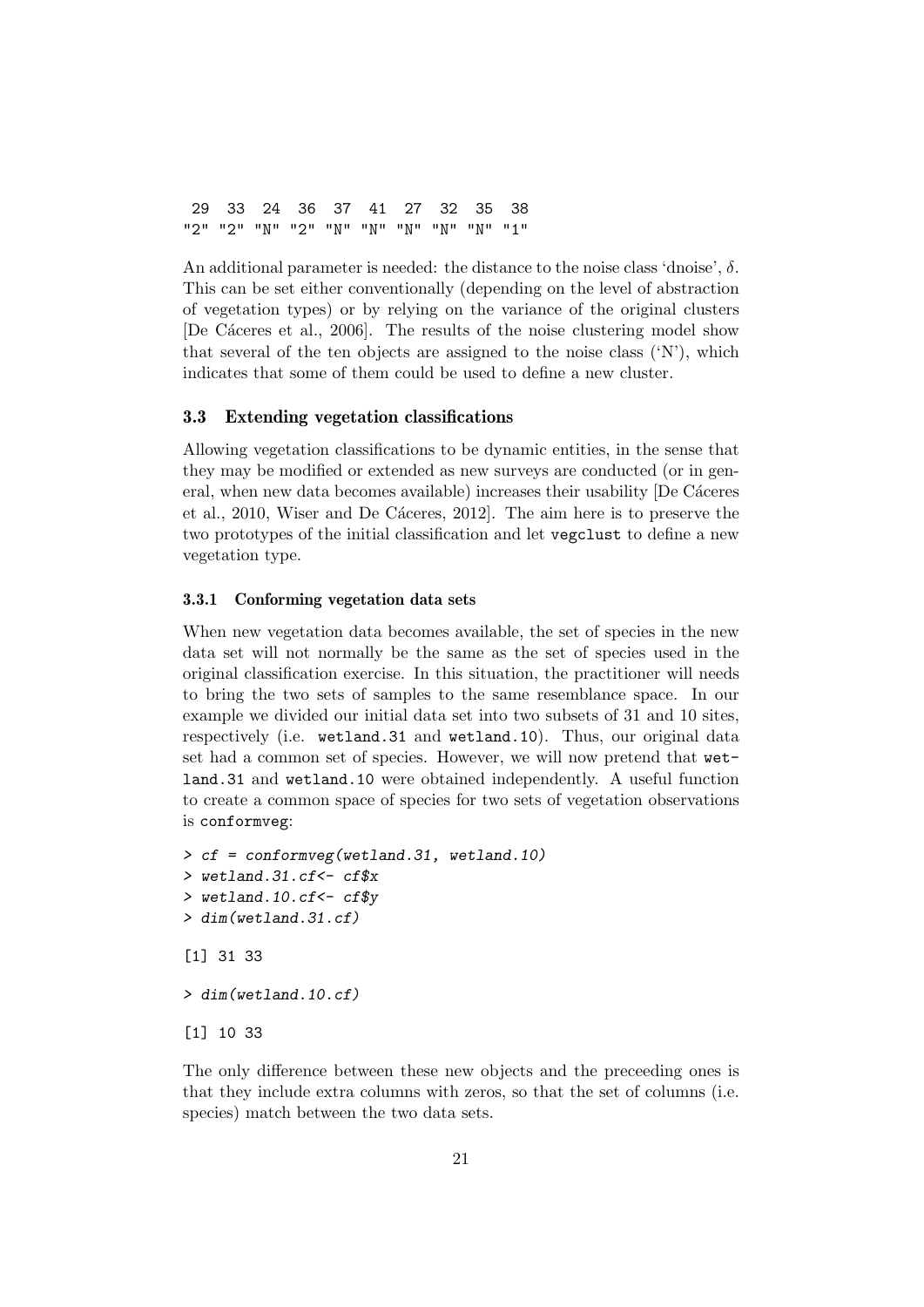```
 29  33  24  36  37  41  27  32  35  38
"2" "2" "N" "2" "N" "N" "N" "N" "N" "1"
```

An additional parameter is needed: the distance to the noise class 'dnoise', $\delta$. This can be set either conventionally (depending on the level of abstraction of vegetation types) or by relying on the variance of the original clusters [De Cáceres et al., 2006]. The results of the noise clustering model show that several of the ten objects are assigned to the noise class ('N'), which indicates that some of them could be used to define a new cluster.

### 3.3 Extending vegetation classifications

Allowing vegetation classifications to be dynamic entities, in the sense that they may be modified or extended as new surveys are conducted (or in general, when new data becomes available) increases their usability [De Cáceres et al., 2010, Wiser and De Cáceres, 2012]. The aim here is to preserve the two prototypes of the initial classification and let `vegclust` to define a new vegetation type.

#### 3.3.1 Conforming vegetation data sets

When new vegetation data becomes available, the set of species in the new data set will not normally be the same as the set of species used in the original classification exercise. In this situation, the practitioner will needs to bring the two sets of samples to the same resemblance space. In our example we divided our initial data set into two subsets of 31 and 10 sites, respectively (i.e. `wetland.31` and `wetland.10`). Thus, our original data set had a common set of species. However, we will now pretend that `wetland.31` and `wetland.10` were obtained independently. A useful function to create a common space of species for two sets of vegetation observations is `conformveg`:

```
> cf = conformveg(wetland.31, wetland.10)
> wetland.31.cf<- cf$x
> wetland.10.cf<- cf$y
> dim(wetland.31.cf)

[1] 31 33

> dim(wetland.10.cf)

[1] 10 33
```

The only difference between these new objects and the preceeding ones is that they include extra columns with zeros, so that the set of columns (i.e. species) match between the two data sets.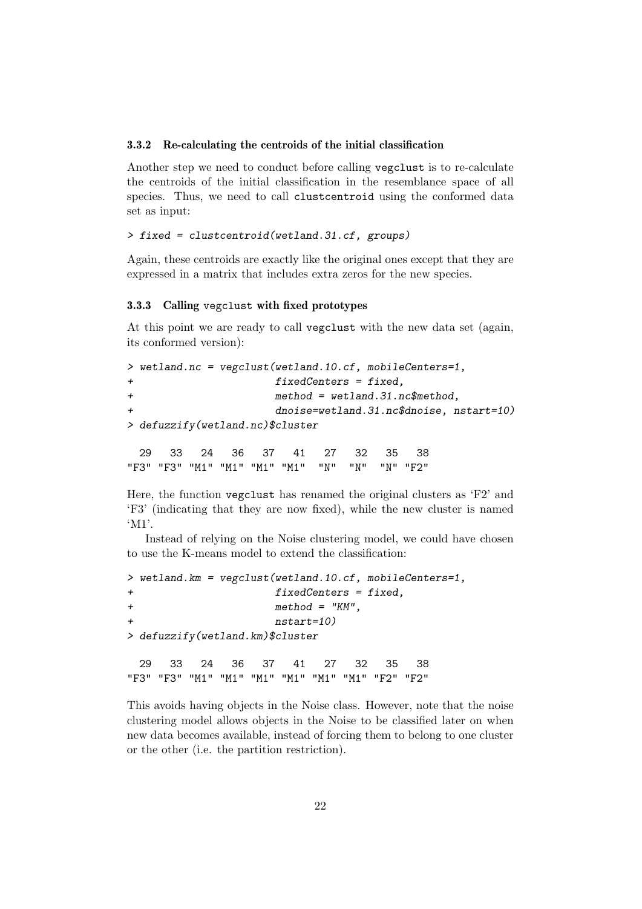### 3.3.2 Re-calculating the centroids of the initial classification

Another step we need to conduct before calling `vegclust` is to re-calculate the centroids of the initial classification in the resemblance space of all species. Thus, we need to call `clustcentroid` using the conformed data set as input:

```
> fixed = clustcentroid(wetland.31.cf, groups)
```

Again, these centroids are exactly like the original ones except that they are expressed in a matrix that includes extra zeros for the new species.

### 3.3.3 Calling `vegclust` with fixed prototypes

At this point we are ready to call `vegclust` with the new data set (again, its conformed version):

```
> wetland.nc = vegclust(wetland.10.cf, mobileCenters=1,
+                       fixedCenters = fixed,
+                       method = wetland.31.nc$method,
+                       dnoise=wetland.31.nc$dnoise, nstart=10)
> defuzzify(wetland.nc)$cluster

  29   33   24   36   37   41   27   32   35   38
"F3" "F3" "M1" "M1" "M1" "M1"  "N"  "N"  "N" "F2"
```

Here, the function `vegclust` has renamed the original clusters as 'F2' and 'F3' (indicating that they are now fixed), while the new cluster is named 'M1'.

Instead of relying on the Noise clustering model, we could have chosen to use the K-means model to extend the classification:

```
> wetland.km = vegclust(wetland.10.cf, mobileCenters=1,
+                       fixedCenters = fixed,
+                       method = "KM",
+                       nstart=10)
> defuzzify(wetland.km)$cluster

  29   33   24   36   37   41   27   32   35   38
"F3" "F3" "M1" "M1" "M1" "M1" "M1" "M1" "F2" "F2"
```

This avoids having objects in the Noise class. However, note that the noise clustering model allows objects in the Noise to be classified later on when new data becomes available, instead of forcing them to belong to one cluster or the other (i.e. the partition restriction).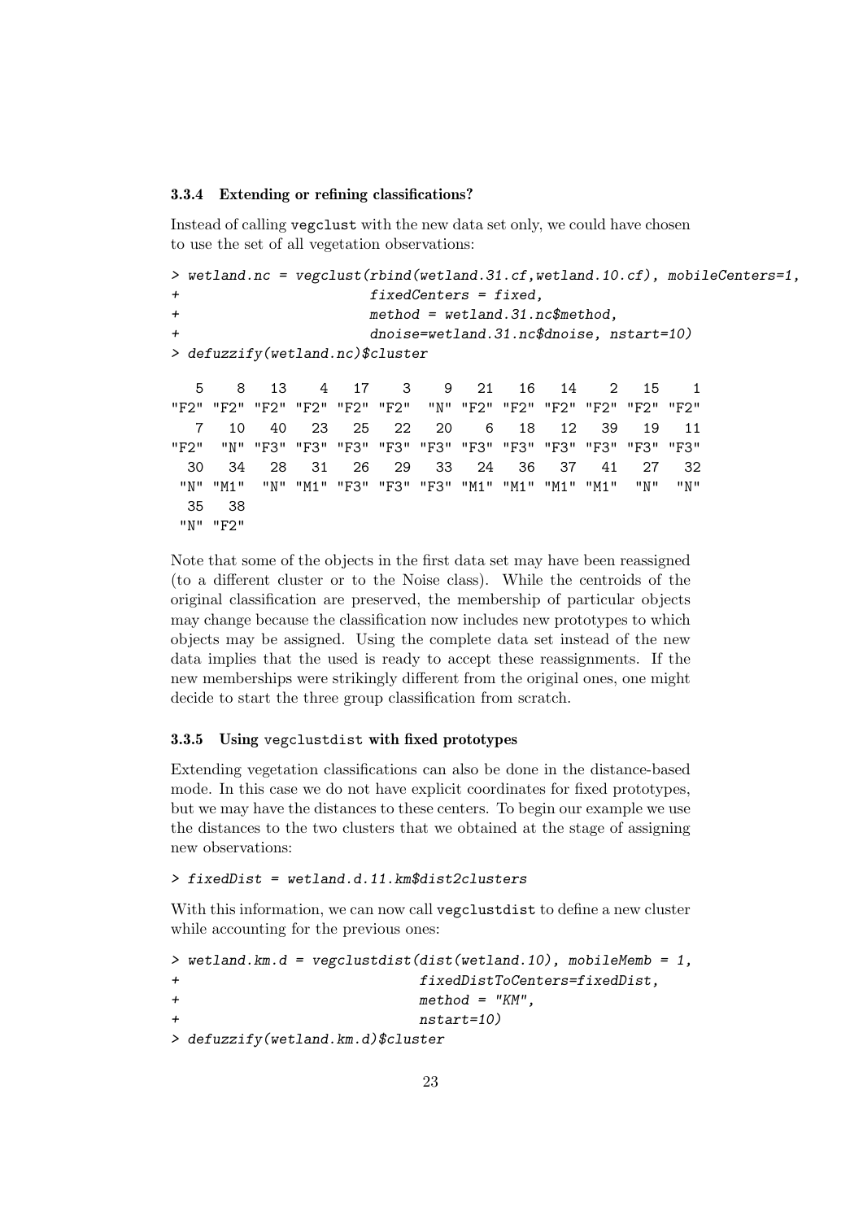### 3.3.4 Extending or refining classifications?

Instead of calling `vegclust` with the new data set only, we could have chosen to use the set of all vegetation observations:

```
> wetland.nc = vegclust(rbind(wetland.31.cf,wetland.10.cf), mobileCenters=1,
+                       fixedCenters = fixed,
+                       method = wetland.31.nc$method,
+                       dnoise=wetland.31.nc$dnoise, nstart=10)
> defuzzify(wetland.nc)$cluster

   5    8   13    4   17    3    9   21   16   14    2   15    1 
"F2" "F2" "F2" "F2" "F2" "F2"  "N" "F2" "F2" "F2" "F2" "F2" "F2" 
   7   10   40   23   25   22   20    6   18   12   39   19   11 
"F2"  "N" "F3" "F3" "F3" "F3" "F3" "F3" "F3" "F3" "F3" "F3" "F3" 
  30   34   28   31   26   29   33   24   36   37   41   27   32 
 "N" "M1"  "N" "M1" "F3" "F3" "F3" "M1" "M1" "M1" "M1"  "N"  "N" 
  35   38 
 "N" "F2" 
```

Note that some of the objects in the first data set may have been reassigned (to a different cluster or to the Noise class). While the centroids of the original classification are preserved, the membership of particular objects may change because the classification now includes new prototypes to which objects may be assigned. Using the complete data set instead of the new data implies that the used is ready to accept these reassignments. If the new memberships were strikingly different from the original ones, one might decide to start the three group classification from scratch.

### 3.3.5 Using `vegclustdist` with fixed prototypes

Extending vegetation classifications can also be done in the distance-based mode. In this case we do not have explicit coordinates for fixed prototypes, but we may have the distances to these centers. To begin our example we use the distances to the two clusters that we obtained at the stage of assigning new observations:

```
> fixedDist = wetland.d.11.km$dist2clusters
```

With this information, we can now call `vegclustdist` to define a new cluster while accounting for the previous ones:

```
> wetland.km.d = vegclustdist(dist(wetland.10), mobileMemb = 1,
+                             fixedDistToCenters=fixedDist,
+                             method = "KM",
+                             nstart=10)
> defuzzify(wetland.km.d)$cluster
```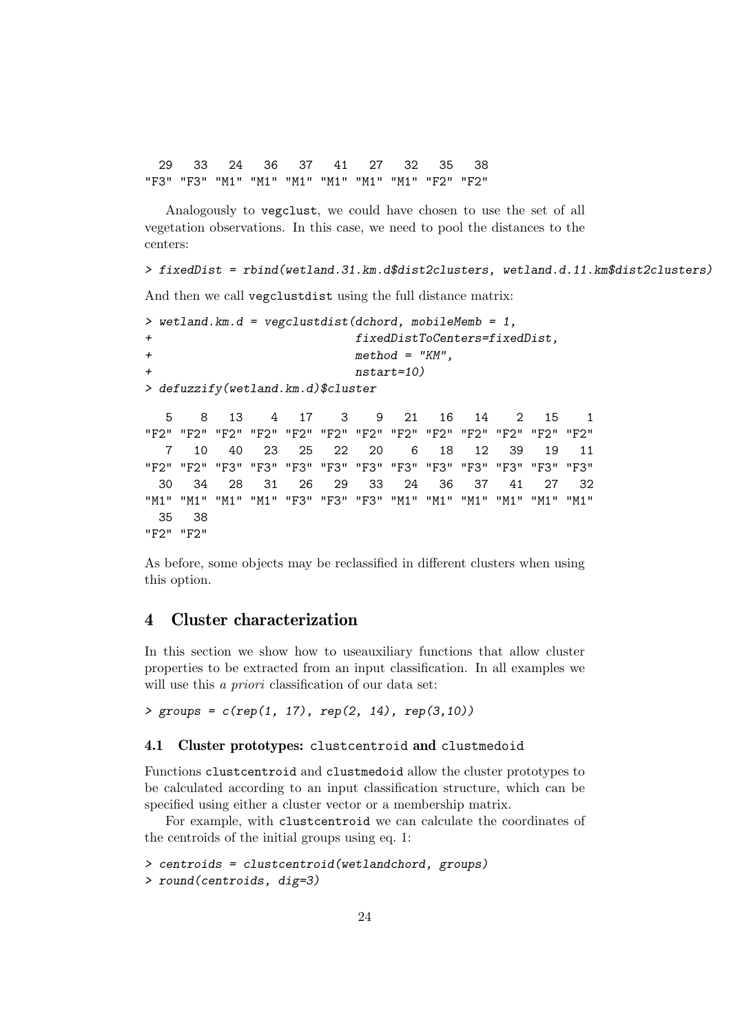```
  29   33   24   36   37   41   27   32   35   38
"F3" "F3" "M1" "M1" "M1" "M1" "M1" "M1" "F2" "F2"
```

Analogously to vegclust, we could have chosen to use the set of all vegetation observations. In this case, we need to pool the distances to the centers:

```
> fixedDist = rbind(wetland.31.km.d$dist2clusters, wetland.d.11.km$dist2clusters)
```

And then we call vegclustdist using the full distance matrix:

```
> wetland.km.d = vegclustdist(dchord, mobileMemb = 1,
+                             fixedDistToCenters=fixedDist,
+                             method = "KM",
+                             nstart=10)
> defuzzify(wetland.km.d)$cluster

   5    8   13    4   17    3    9   21   16   14    2   15    1
"F2" "F2" "F2" "F2" "F2" "F2" "F2" "F2" "F2" "F2" "F2" "F2" "F2"
   7   10   40   23   25   22   20    6   18   12   39   19   11
"F2" "F2" "F3" "F3" "F3" "F3" "F3" "F3" "F3" "F3" "F3" "F3" "F3"
  30   34   28   31   26   29   33   24   36   37   41   27   32
"M1" "M1" "M1" "M1" "F3" "F3" "F3" "M1" "M1" "M1" "M1" "M1" "M1"
  35   38
"F2" "F2"
```

As before, some objects may be reclassified in different clusters when using this option.

# 4 Cluster characterization

In this section we show how to useauxiliary functions that allow cluster properties to be extracted from an input classification. In all examples we will use this *a priori* classification of our data set:

```
> groups = c(rep(1, 17), rep(2, 14), rep(3,10))
```

## 4.1 Cluster prototypes: clustcentroid and clustmedoid

Functions clustcentroid and clustmedoid allow the cluster prototypes to be calculated according to an input classification structure, which can be specified using either a cluster vector or a membership matrix.

For example, with clustcentroid we can calculate the coordinates of the centroids of the initial groups using eq. 1:

```
> centroids = clustcentroid(wetlandchord, groups)
> round(centroids, dig=3)
```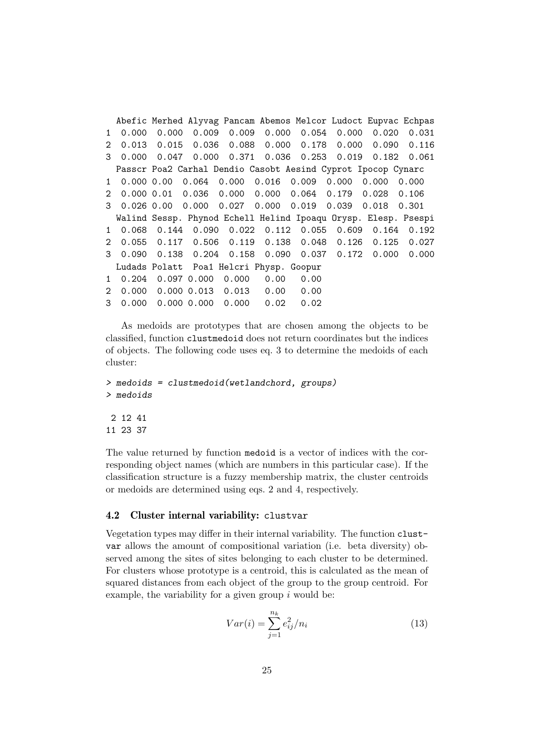```
  Abefic Merhed Alyvag Pancam Abemos Melcor Ludoct Eupvac Echpas
1  0.000  0.000  0.009  0.009  0.000  0.054  0.000  0.020  0.031
2  0.013  0.015  0.036  0.088  0.000  0.178  0.000  0.090  0.116
3  0.000  0.047  0.000  0.371  0.036  0.253  0.019  0.182  0.061
  Passcr Poa2 Carhal Dendio Casobt Aesind Cyprot Ipocop Cynarc
1  0.000 0.00  0.064  0.000  0.016  0.009  0.000  0.000  0.000
2  0.000 0.01  0.036  0.000  0.000  0.064  0.179  0.028  0.106
3  0.026 0.00  0.000  0.027  0.000  0.019  0.039  0.018  0.301
  Walind Sessp. Phynod Echell Helind Ipoaqu Orysp. Elesp. Psespi
1  0.068  0.144  0.090  0.022  0.112  0.055  0.609  0.164  0.192
2  0.055  0.117  0.506  0.119  0.138  0.048  0.126  0.125  0.027
3  0.090  0.138  0.204  0.158  0.090  0.037  0.172  0.000  0.000
  Ludads Polatt  Poa1 Helcri Physp. Goopur
1  0.204  0.097 0.000  0.000   0.00   0.00
2  0.000  0.000 0.013  0.013   0.00   0.00
3  0.000  0.000 0.000  0.000   0.02   0.02
```

As medoids are prototypes that are chosen among the objects to be classified, function `clustmedoid` does not return coordinates but the indices of objects. The following code uses eq. 3 to determine the medoids of each cluster:

```
> medoids = clustmedoid(wetlandchord, groups)
> medoids

 2 12 41
11 23 37
```

The value returned by function `medoid` is a vector of indices with the corresponding object names (which are numbers in this particular case). If the classification structure is a fuzzy membership matrix, the cluster centroids or medoids are determined using eqs. 2 and 4, respectively.

### 4.2 Cluster internal variability: `clustvar`

Vegetation types may differ in their internal variability. The function `clustvar` allows the amount of compositional variation (i.e. beta diversity) observed among the sites of sites belonging to each cluster to be determined. For clusters whose prototype is a centroid, this is calculated as the mean of squared distances from each object of the group to the group centroid. For example, the variability for a given group $i$ would be:

$$Var(i) = \sum_{j=1}^{n_k} e_{ij}^2 / n_i \qquad (13)$$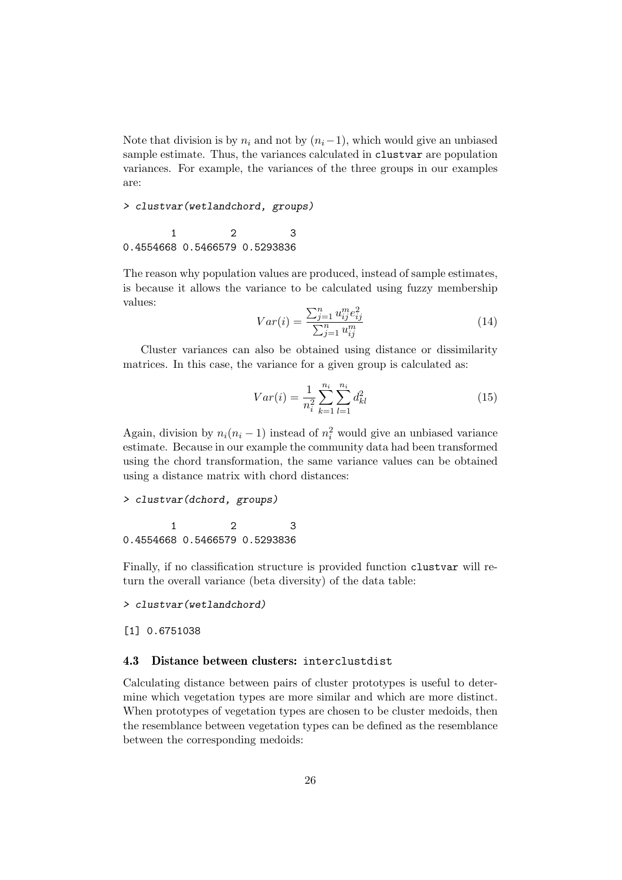Note that division is by $n_i$ and not by $(n_i - 1)$, which would give an unbiased sample estimate. Thus, the variances calculated in `clustvar` are population variances. For example, the variances of the three groups in our examples are:

```
> clustvar(wetlandchord, groups)
```

```
        1         2         3 
0.4554668 0.5466579 0.5293836 
```

The reason why population values are produced, instead of sample estimates, is because it allows the variance to be calculated using fuzzy membership values:

$$Var(i) = \frac{\sum_{j=1}^{n} u_{ij}^m e_{ij}^2}{\sum_{j=1}^{n} u_{ij}^m} \tag{14}$$

Cluster variances can also be obtained using distance or dissimilarity matrices. In this case, the variance for a given group is calculated as:

$$Var(i) = \frac{1}{n_i^2} \sum_{k=1}^{n_i} \sum_{l=1}^{n_i} d_{kl}^2 \tag{15}$$

Again, division by $n_i(n_i - 1)$ instead of $n_i^2$ would give an unbiased variance estimate. Because in our example the community data had been transformed using the chord transformation, the same variance values can be obtained using a distance matrix with chord distances:

```
> clustvar(dchord, groups)
```

```
        1         2         3 
0.4554668 0.5466579 0.5293836 
```

Finally, if no classification structure is provided function `clustvar` will return the overall variance (beta diversity) of the data table:

```
> clustvar(wetlandchord)
```

```
[1] 0.6751038
```

### 4.3 Distance between clusters: `interclustdist`

Calculating distance between pairs of cluster prototypes is useful to determine which vegetation types are more similar and which are more distinct. When prototypes of vegetation types are chosen to be cluster medoids, then the resemblance between vegetation types can be defined as the resemblance between the corresponding medoids: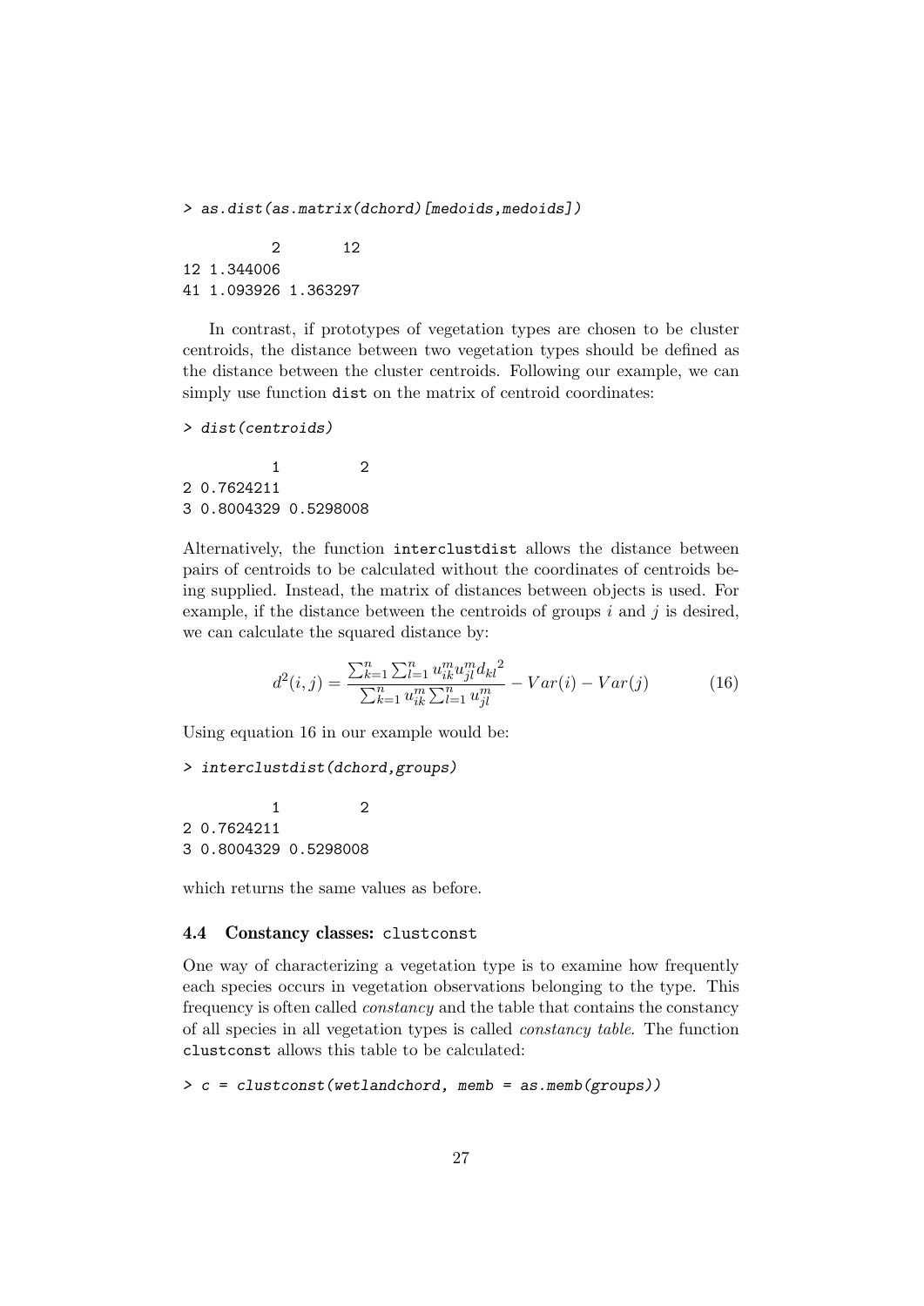```
> as.dist(as.matrix(dchord)[medoids,medoids])

          2        12
12 1.344006
41 1.093926 1.363297
```

In contrast, if prototypes of vegetation types are chosen to be cluster centroids, the distance between two vegetation types should be defined as the distance between the cluster centroids. Following our example, we can simply use function dist on the matrix of centroid coordinates:

```
> dist(centroids)

          1         2
2 0.7624211
3 0.8004329 0.5298008
```

Alternatively, the function interclustdist allows the distance between pairs of centroids to be calculated without the coordinates of centroids being supplied. Instead, the matrix of distances between objects is used. For example, if the distance between the centroids of groups $i$ and $j$ is desired, we can calculate the squared distance by:

$$d^2(i,j) = \frac{\sum_{k=1}^{n}\sum_{l=1}^{n} u_{ik}^m u_{jl}^m {d_{kl}}^2}{\sum_{k=1}^{n} u_{ik}^m \sum_{l=1}^{n} u_{jl}^m} - Var(i) - Var(j) \quad (16)$$

Using equation 16 in our example would be:

```
> interclustdist(dchord,groups)

          1         2
2 0.7624211
3 0.8004329 0.5298008
```

which returns the same values as before.

### 4.4 Constancy classes: clustconst

One way of characterizing a vegetation type is to examine how frequently each species occurs in vegetation observations belonging to the type. This frequency is often called *constancy* and the table that contains the constancy of all species in all vegetation types is called *constancy table*. The function clustconst allows this table to be calculated:

```
> c = clustconst(wetlandchord, memb = as.memb(groups))
```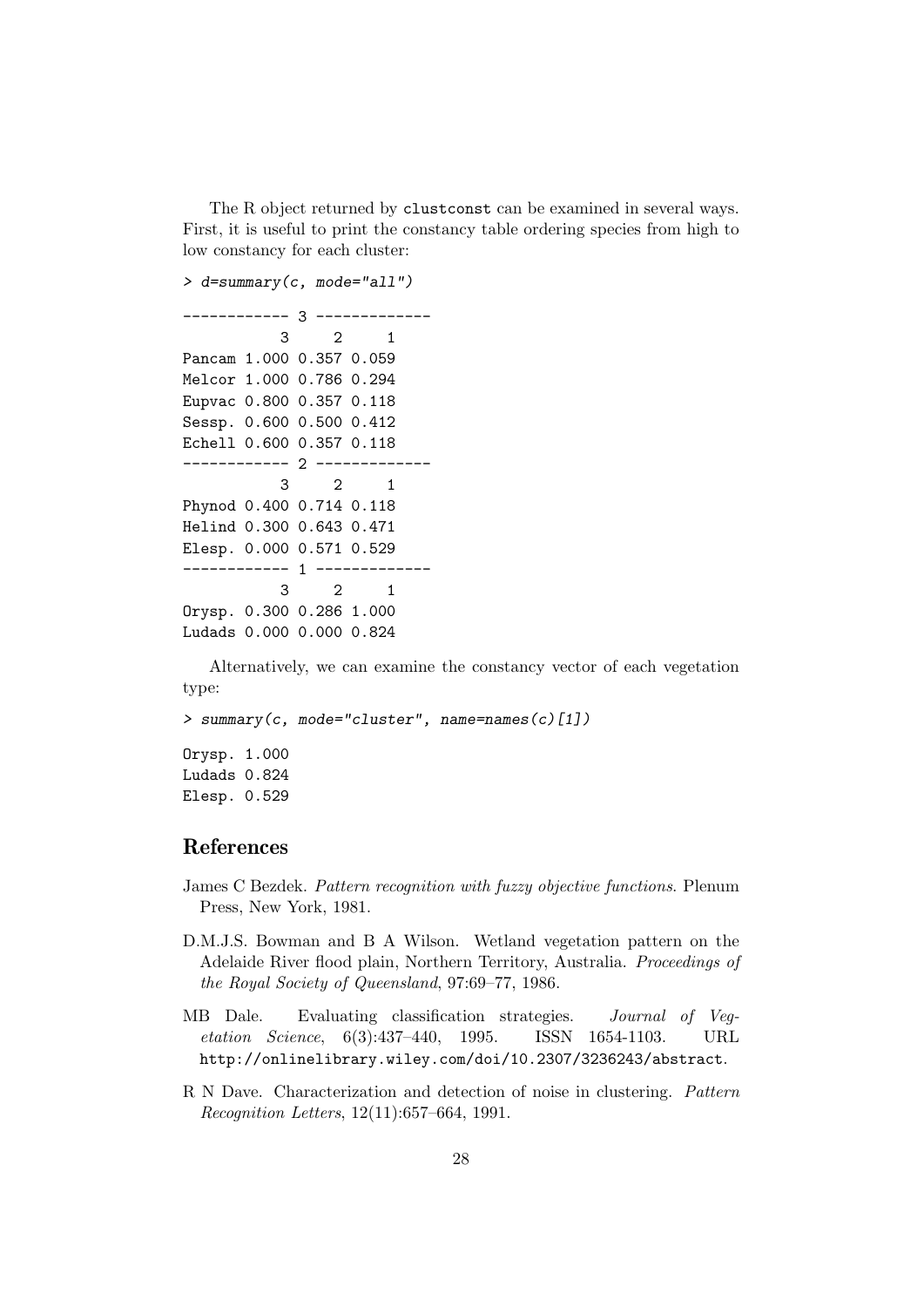The R object returned by `clustconst` can be examined in several ways. First, it is useful to print the constancy table ordering species from high to low constancy for each cluster:

```
> d=summary(c, mode="all")

------------ 3 -------------
           3     2     1
Pancam 1.000 0.357 0.059
Melcor 1.000 0.786 0.294
Eupvac 0.800 0.357 0.118
Sessp. 0.600 0.500 0.412
Echell 0.600 0.357 0.118
------------ 2 -------------
           3     2     1
Phynod 0.400 0.714 0.118
Helind 0.300 0.643 0.471
Elesp. 0.000 0.571 0.529
------------ 1 -------------
           3     2     1
Orysp. 0.300 0.286 1.000
Ludads 0.000 0.000 0.824
```

Alternatively, we can examine the constancy vector of each vegetation type:

```
> summary(c, mode="cluster", name=names(c)[1])

Orysp. 1.000
Ludads 0.824
Elesp. 0.529
```

## References

James C Bezdek. *Pattern recognition with fuzzy objective functions*. Plenum Press, New York, 1981.

D.M.J.S. Bowman and B A Wilson. Wetland vegetation pattern on the Adelaide River flood plain, Northern Territory, Australia. *Proceedings of the Royal Society of Queensland*, 97:69–77, 1986.

MB Dale. Evaluating classification strategies. *Journal of Vegetation Science*, 6(3):437–440, 1995. ISSN 1654-1103. URL `http://onlinelibrary.wiley.com/doi/10.2307/3236243/abstract`.

R N Dave. Characterization and detection of noise in clustering. *Pattern Recognition Letters*, 12(11):657–664, 1991.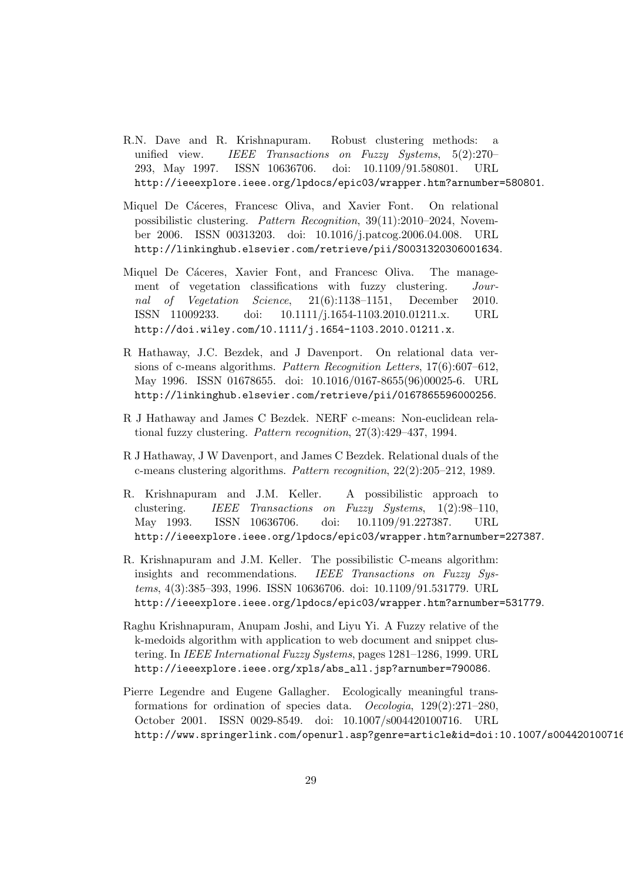R.N. Dave and R. Krishnapuram. Robust clustering methods: a unified view. *IEEE Transactions on Fuzzy Systems*, 5(2):270–293, May 1997. ISSN 10636706. doi: 10.1109/91.580801. URL http://ieeexplore.ieee.org/lpdocs/epic03/wrapper.htm?arnumber=580801.

Miquel De Cáceres, Francesc Oliva, and Xavier Font. On relational possibilistic clustering. *Pattern Recognition*, 39(11):2010–2024, November 2006. ISSN 00313203. doi: 10.1016/j.patcog.2006.04.008. URL http://linkinghub.elsevier.com/retrieve/pii/S0031320306001634.

Miquel De Cáceres, Xavier Font, and Francesc Oliva. The management of vegetation classifications with fuzzy clustering. *Journal of Vegetation Science*, 21(6):1138–1151, December 2010. ISSN 11009233. doi: 10.1111/j.1654-1103.2010.01211.x. URL http://doi.wiley.com/10.1111/j.1654-1103.2010.01211.x.

R Hathaway, J.C. Bezdek, and J Davenport. On relational data versions of c-means algorithms. *Pattern Recognition Letters*, 17(6):607–612, May 1996. ISSN 01678655. doi: 10.1016/0167-8655(96)00025-6. URL http://linkinghub.elsevier.com/retrieve/pii/0167865596000256.

R J Hathaway and James C Bezdek. NERF c-means: Non-euclidean relational fuzzy clustering. *Pattern recognition*, 27(3):429–437, 1994.

R J Hathaway, J W Davenport, and James C Bezdek. Relational duals of the c-means clustering algorithms. *Pattern recognition*, 22(2):205–212, 1989.

R. Krishnapuram and J.M. Keller. A possibilistic approach to clustering. *IEEE Transactions on Fuzzy Systems*, 1(2):98–110, May 1993. ISSN 10636706. doi: 10.1109/91.227387. URL http://ieeexplore.ieee.org/lpdocs/epic03/wrapper.htm?arnumber=227387.

R. Krishnapuram and J.M. Keller. The possibilistic C-means algorithm: insights and recommendations. *IEEE Transactions on Fuzzy Systems*, 4(3):385–393, 1996. ISSN 10636706. doi: 10.1109/91.531779. URL http://ieeexplore.ieee.org/lpdocs/epic03/wrapper.htm?arnumber=531779.

Raghu Krishnapuram, Anupam Joshi, and Liyu Yi. A Fuzzy relative of the k-medoids algorithm with application to web document and snippet clustering. In *IEEE International Fuzzy Systems*, pages 1281–1286, 1999. URL http://ieeexplore.ieee.org/xpls/abs_all.jsp?arnumber=790086.

Pierre Legendre and Eugene Gallagher. Ecologically meaningful transformations for ordination of species data. *Oecologia*, 129(2):271–280, October 2001. ISSN 0029-8549. doi: 10.1007/s004420100716. URL http://www.springerlink.com/openurl.asp?genre=article&id=doi:10.1007/s004420100716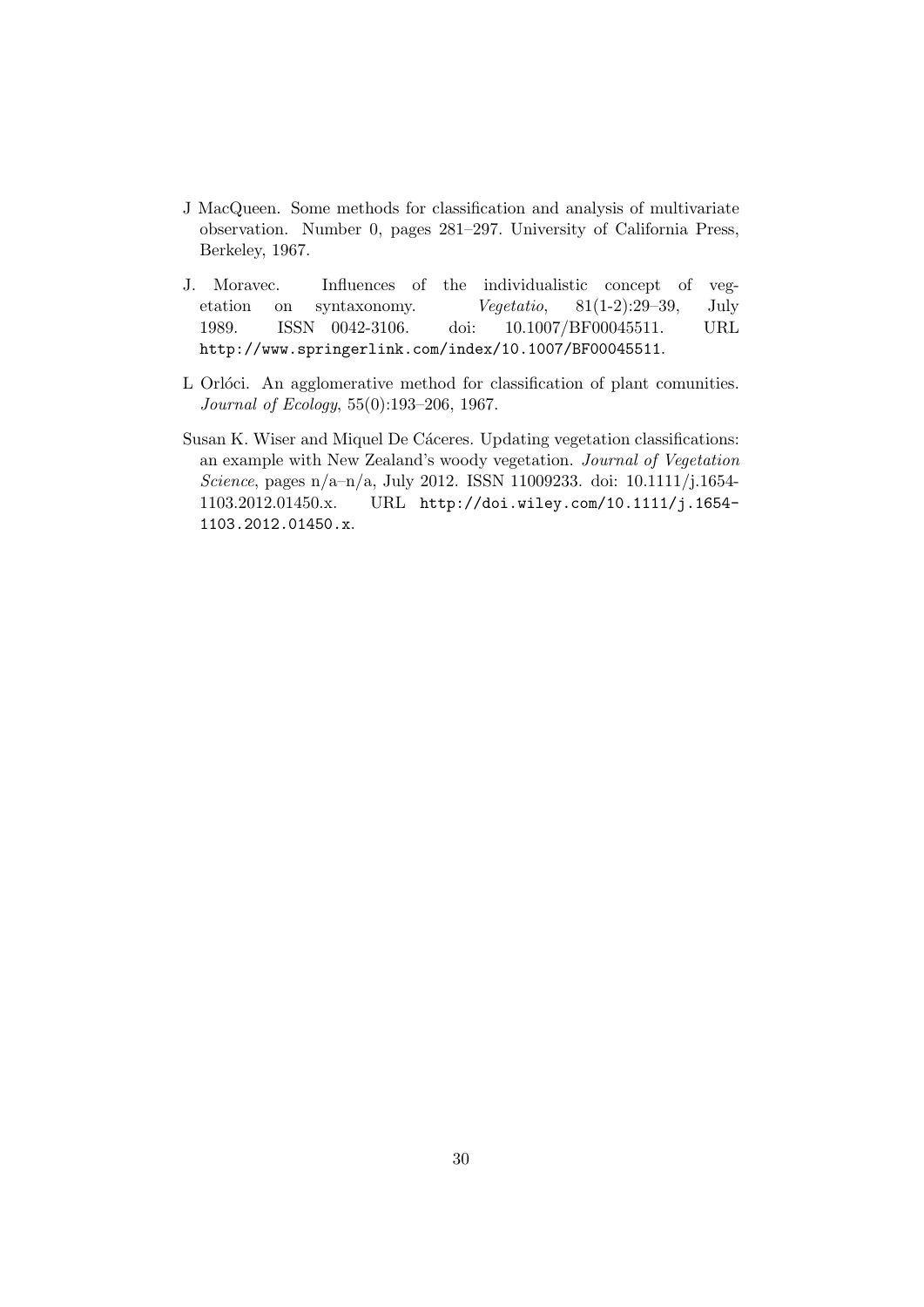J MacQueen. Some methods for classification and analysis of multivariate observation. Number 0, pages 281–297. University of California Press, Berkeley, 1967.

J. Moravec. Influences of the individualistic concept of vegetation on syntaxonomy. *Vegetatio*, 81(1-2):29–39, July 1989. ISSN 0042-3106. doi: 10.1007/BF00045511. URL http://www.springerlink.com/index/10.1007/BF00045511.

L Orlóci. An agglomerative method for classification of plant comunities. *Journal of Ecology*, 55(0):193–206, 1967.

Susan K. Wiser and Miquel De Cáceres. Updating vegetation classifications: an example with New Zealand's woody vegetation. *Journal of Vegetation Science*, pages n/a–n/a, July 2012. ISSN 11009233. doi: 10.1111/j.1654-1103.2012.01450.x. URL http://doi.wiley.com/10.1111/j.1654-1103.2012.01450.x.